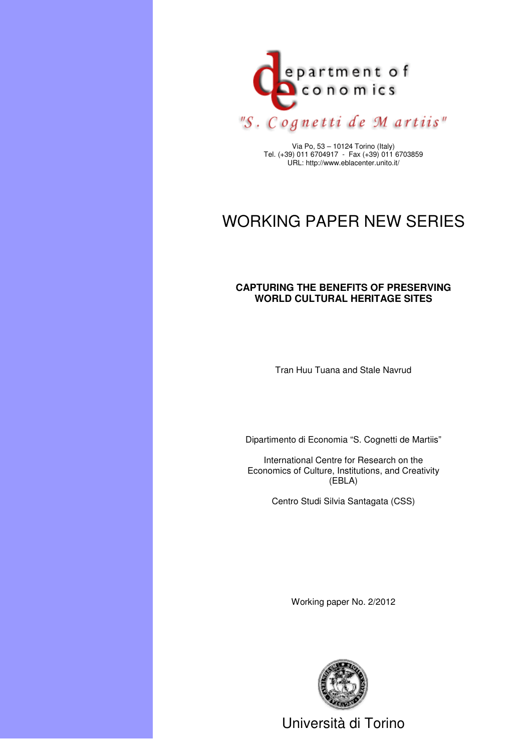department of economics

"S. Cognetti de Martiis"

Via Po, 53 – 10124 Torino (Italy)
Tel. (+39) 011 6704917 - Fax (+39) 011 6703859
URL: http://www.eblacenter.unito.it/

# WORKING PAPER NEW SERIES

## CAPTURING THE BENEFITS OF PRESERVING WORLD CULTURAL HERITAGE SITES

Tran Huu Tuana and Stale Navrud

Dipartimento di Economia "S. Cognetti de Martiis"

International Centre for Research on the Economics of Culture, Institutions, and Creativity (EBLA)

Centro Studi Silvia Santagata (CSS)

Working paper No. 2/2012

Università di Torino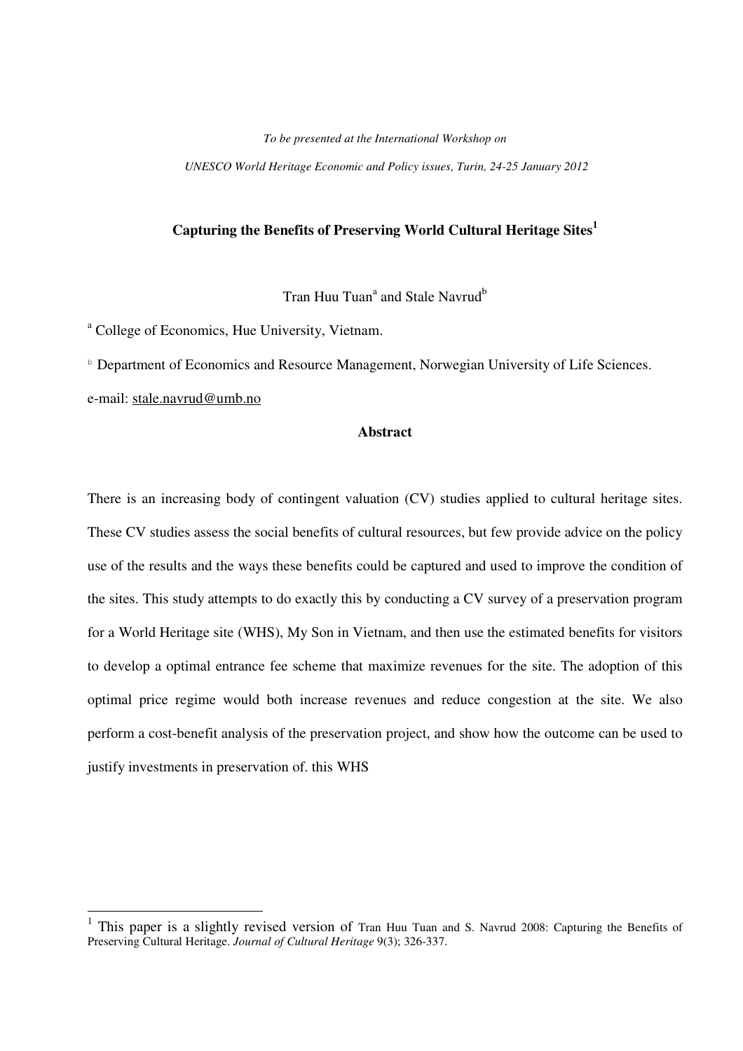*To be presented at the International Workshop on*

*UNESCO World Heritage Economic and Policy issues, Turin, 24-25 January 2012*

# Capturing the Benefits of Preserving World Cultural Heritage Sites[1]

Tran Huu Tuan[a] and Stale Navrud[b]

[a] College of Economics, Hue University, Vietnam.

[b] Department of Economics and Resource Management, Norwegian University of Life Sciences.

e-mail: stale.navrud@umb.no

## Abstract

There is an increasing body of contingent valuation (CV) studies applied to cultural heritage sites. These CV studies assess the social benefits of cultural resources, but few provide advice on the policy use of the results and the ways these benefits could be captured and used to improve the condition of the sites. This study attempts to do exactly this by conducting a CV survey of a preservation program for a World Heritage site (WHS), My Son in Vietnam, and then use the estimated benefits for visitors to develop a optimal entrance fee scheme that maximize revenues for the site. The adoption of this optimal price regime would both increase revenues and reduce congestion at the site. We also perform a cost-benefit analysis of the preservation project, and show how the outcome can be used to justify investments in preservation of. this WHS

---

[1] This paper is a slightly revised version of Tran Huu Tuan and S. Navrud 2008: Capturing the Benefits of Preserving Cultural Heritage. *Journal of Cultural Heritage* 9(3); 326-337.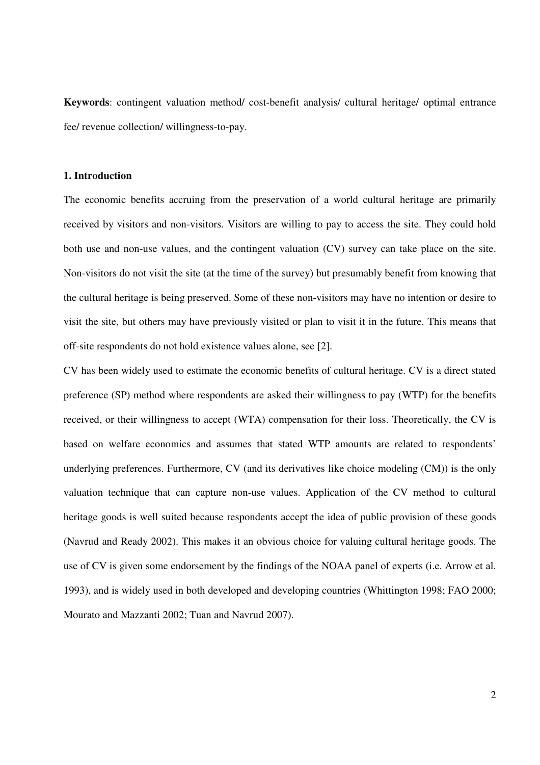**Keywords**: contingent valuation method/ cost-benefit analysis/ cultural heritage/ optimal entrance fee/ revenue collection/ willingness-to-pay.

## 1. Introduction

The economic benefits accruing from the preservation of a world cultural heritage are primarily received by visitors and non-visitors. Visitors are willing to pay to access the site. They could hold both use and non-use values, and the contingent valuation (CV) survey can take place on the site. Non-visitors do not visit the site (at the time of the survey) but presumably benefit from knowing that the cultural heritage is being preserved. Some of these non-visitors may have no intention or desire to visit the site, but others may have previously visited or plan to visit it in the future. This means that off-site respondents do not hold existence values alone, see [2].

CV has been widely used to estimate the economic benefits of cultural heritage. CV is a direct stated preference (SP) method where respondents are asked their willingness to pay (WTP) for the benefits received, or their willingness to accept (WTA) compensation for their loss. Theoretically, the CV is based on welfare economics and assumes that stated WTP amounts are related to respondents' underlying preferences. Furthermore, CV (and its derivatives like choice modeling (CM)) is the only valuation technique that can capture non-use values. Application of the CV method to cultural heritage goods is well suited because respondents accept the idea of public provision of these goods (Navrud and Ready 2002). This makes it an obvious choice for valuing cultural heritage goods. The use of CV is given some endorsement by the findings of the NOAA panel of experts (i.e. Arrow et al. 1993), and is widely used in both developed and developing countries (Whittington 1998; FAO 2000; Mourato and Mazzanti 2002; Tuan and Navrud 2007).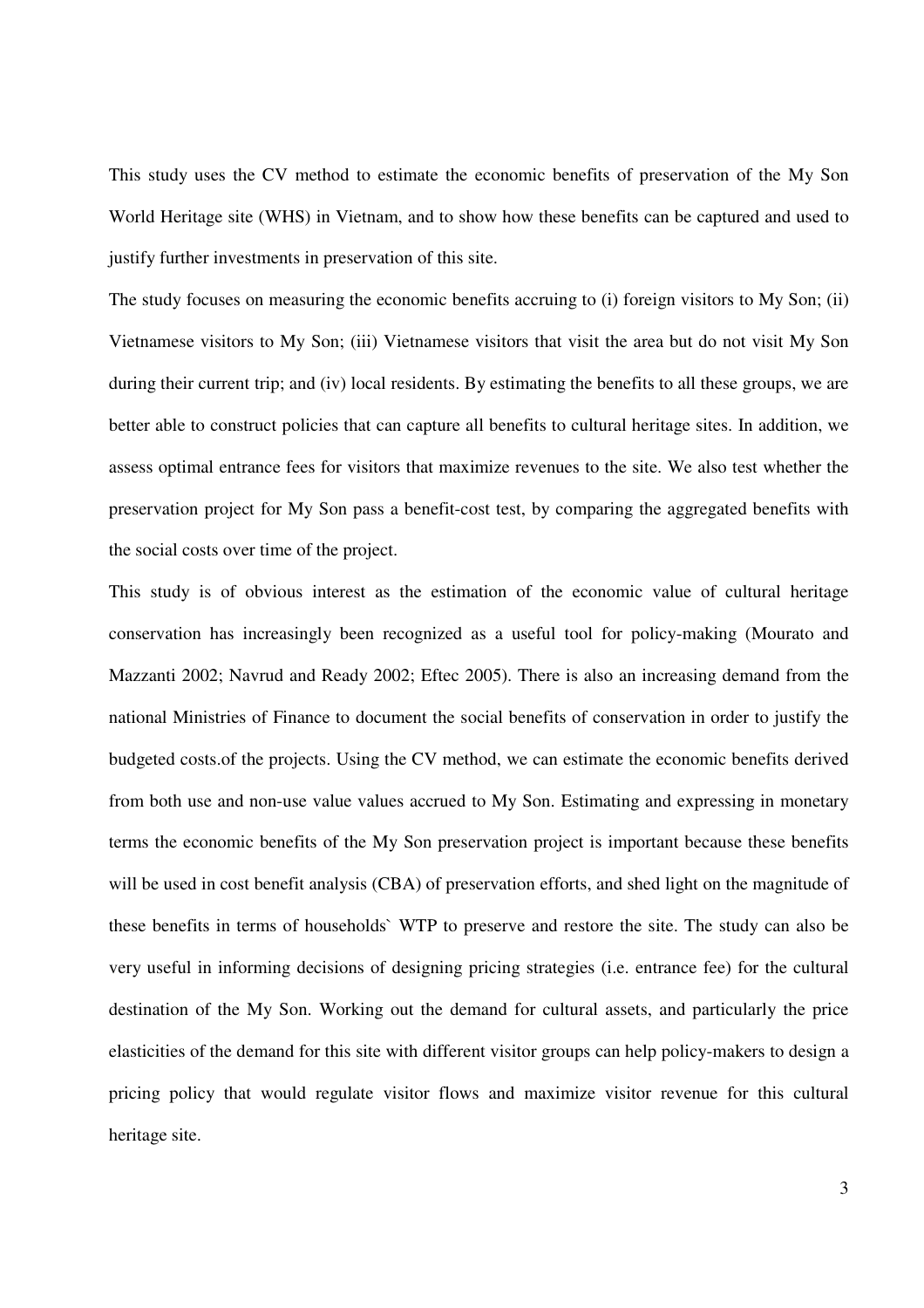This study uses the CV method to estimate the economic benefits of preservation of the My Son World Heritage site (WHS) in Vietnam, and to show how these benefits can be captured and used to justify further investments in preservation of this site.

The study focuses on measuring the economic benefits accruing to (i) foreign visitors to My Son; (ii) Vietnamese visitors to My Son; (iii) Vietnamese visitors that visit the area but do not visit My Son during their current trip; and (iv) local residents. By estimating the benefits to all these groups, we are better able to construct policies that can capture all benefits to cultural heritage sites. In addition, we assess optimal entrance fees for visitors that maximize revenues to the site. We also test whether the preservation project for My Son pass a benefit-cost test, by comparing the aggregated benefits with the social costs over time of the project.

This study is of obvious interest as the estimation of the economic value of cultural heritage conservation has increasingly been recognized as a useful tool for policy-making (Mourato and Mazzanti 2002; Navrud and Ready 2002; Eftec 2005). There is also an increasing demand from the national Ministries of Finance to document the social benefits of conservation in order to justify the budgeted costs.of the projects. Using the CV method, we can estimate the economic benefits derived from both use and non-use value values accrued to My Son. Estimating and expressing in monetary terms the economic benefits of the My Son preservation project is important because these benefits will be used in cost benefit analysis (CBA) of preservation efforts, and shed light on the magnitude of these benefits in terms of households` WTP to preserve and restore the site. The study can also be very useful in informing decisions of designing pricing strategies (i.e. entrance fee) for the cultural destination of the My Son. Working out the demand for cultural assets, and particularly the price elasticities of the demand for this site with different visitor groups can help policy-makers to design a pricing policy that would regulate visitor flows and maximize visitor revenue for this cultural heritage site.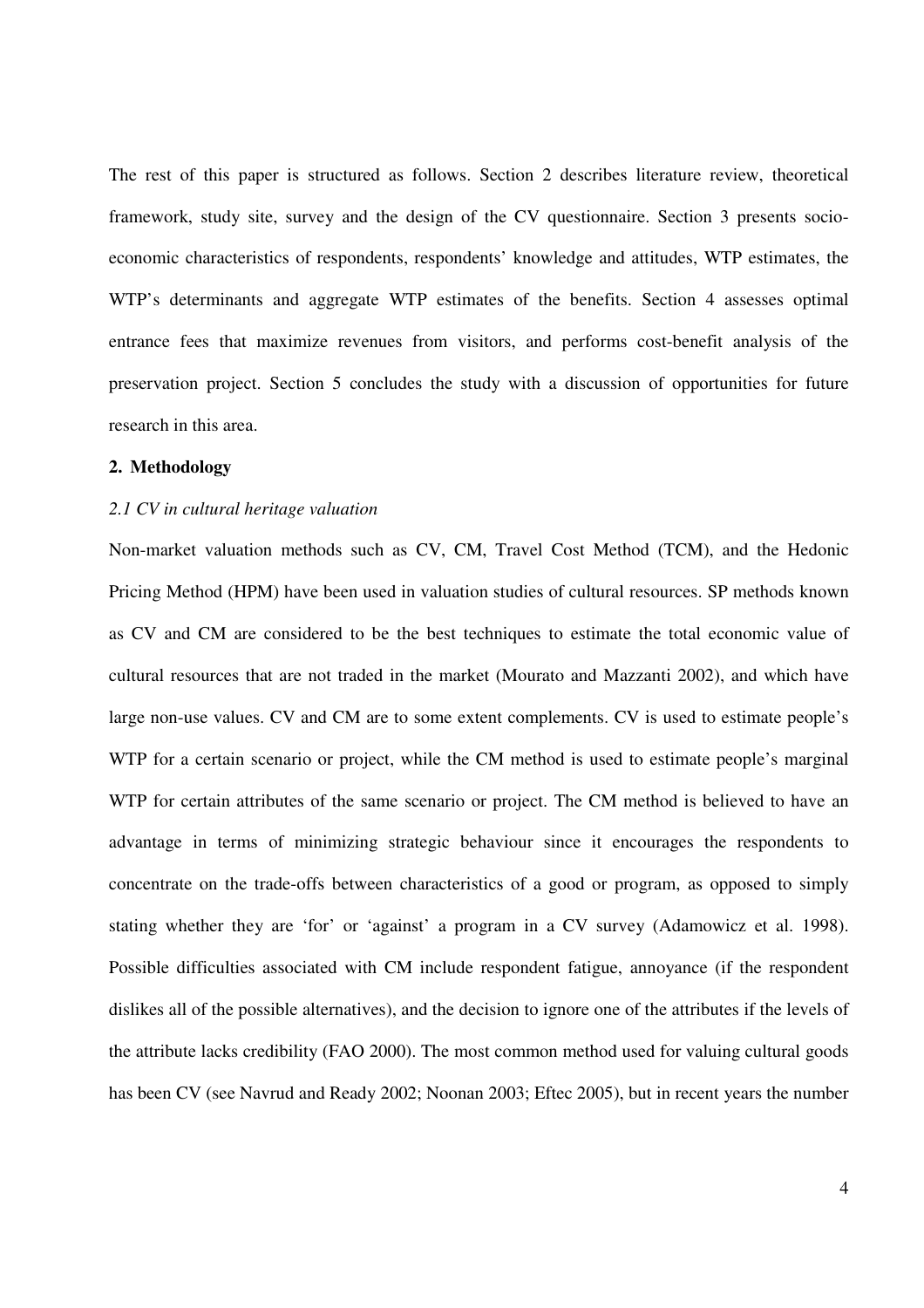The rest of this paper is structured as follows. Section 2 describes literature review, theoretical framework, study site, survey and the design of the CV questionnaire. Section 3 presents socio-economic characteristics of respondents, respondents' knowledge and attitudes, WTP estimates, the WTP's determinants and aggregate WTP estimates of the benefits. Section 4 assesses optimal entrance fees that maximize revenues from visitors, and performs cost-benefit analysis of the preservation project. Section 5 concludes the study with a discussion of opportunities for future research in this area.

## 2. Methodology

### *2.1 CV in cultural heritage valuation*

Non-market valuation methods such as CV, CM, Travel Cost Method (TCM), and the Hedonic Pricing Method (HPM) have been used in valuation studies of cultural resources. SP methods known as CV and CM are considered to be the best techniques to estimate the total economic value of cultural resources that are not traded in the market (Mourato and Mazzanti 2002), and which have large non-use values. CV and CM are to some extent complements. CV is used to estimate people's WTP for a certain scenario or project, while the CM method is used to estimate people's marginal WTP for certain attributes of the same scenario or project. The CM method is believed to have an advantage in terms of minimizing strategic behaviour since it encourages the respondents to concentrate on the trade-offs between characteristics of a good or program, as opposed to simply stating whether they are 'for' or 'against' a program in a CV survey (Adamowicz et al. 1998). Possible difficulties associated with CM include respondent fatigue, annoyance (if the respondent dislikes all of the possible alternatives), and the decision to ignore one of the attributes if the levels of the attribute lacks credibility (FAO 2000). The most common method used for valuing cultural goods has been CV (see Navrud and Ready 2002; Noonan 2003; Eftec 2005), but in recent years the number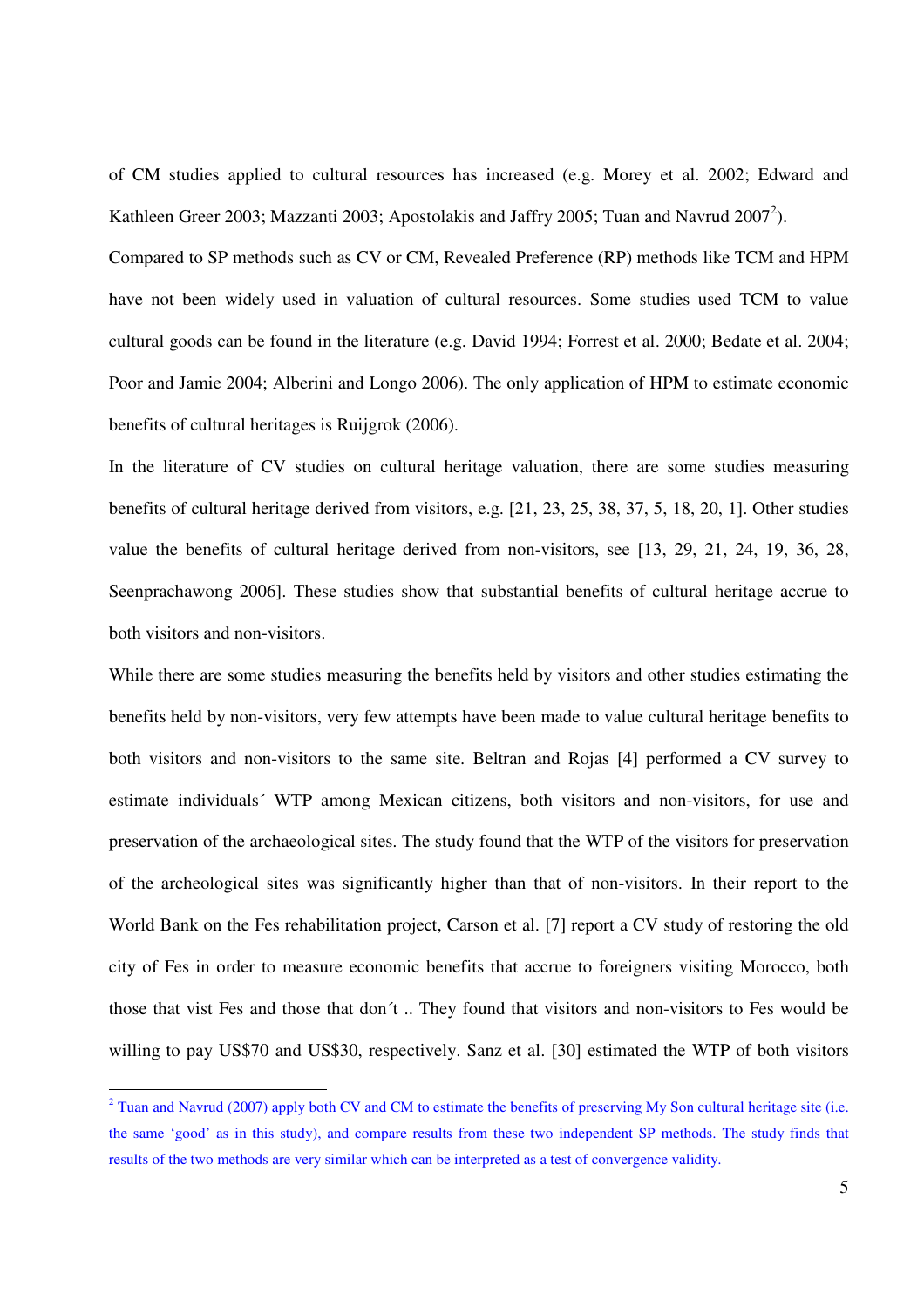of CM studies applied to cultural resources has increased (e.g. Morey et al. 2002; Edward and Kathleen Greer 2003; Mazzanti 2003; Apostolakis and Jaffry 2005; Tuan and Navrud 2007[2]).

Compared to SP methods such as CV or CM, Revealed Preference (RP) methods like TCM and HPM have not been widely used in valuation of cultural resources. Some studies used TCM to value cultural goods can be found in the literature (e.g. David 1994; Forrest et al. 2000; Bedate et al. 2004; Poor and Jamie 2004; Alberini and Longo 2006). The only application of HPM to estimate economic benefits of cultural heritages is Ruijgrok (2006).

In the literature of CV studies on cultural heritage valuation, there are some studies measuring benefits of cultural heritage derived from visitors, e.g. [21, 23, 25, 38, 37, 5, 18, 20, 1]. Other studies value the benefits of cultural heritage derived from non-visitors, see [13, 29, 21, 24, 19, 36, 28, Seenprachawong 2006]. These studies show that substantial benefits of cultural heritage accrue to both visitors and non-visitors.

While there are some studies measuring the benefits held by visitors and other studies estimating the benefits held by non-visitors, very few attempts have been made to value cultural heritage benefits to both visitors and non-visitors to the same site. Beltran and Rojas [4] performed a CV survey to estimate individuals´ WTP among Mexican citizens, both visitors and non-visitors, for use and preservation of the archaeological sites. The study found that the WTP of the visitors for preservation of the archeological sites was significantly higher than that of non-visitors. In their report to the World Bank on the Fes rehabilitation project, Carson et al. [7] report a CV study of restoring the old city of Fes in order to measure economic benefits that accrue to foreigners visiting Morocco, both those that vist Fes and those that don´t .. They found that visitors and non-visitors to Fes would be willing to pay US$70 and US$30, respectively. Sanz et al. [30] estimated the WTP of both visitors

[2] Tuan and Navrud (2007) apply both CV and CM to estimate the benefits of preserving My Son cultural heritage site (i.e. the same 'good' as in this study), and compare results from these two independent SP methods. The study finds that results of the two methods are very similar which can be interpreted as a test of convergence validity.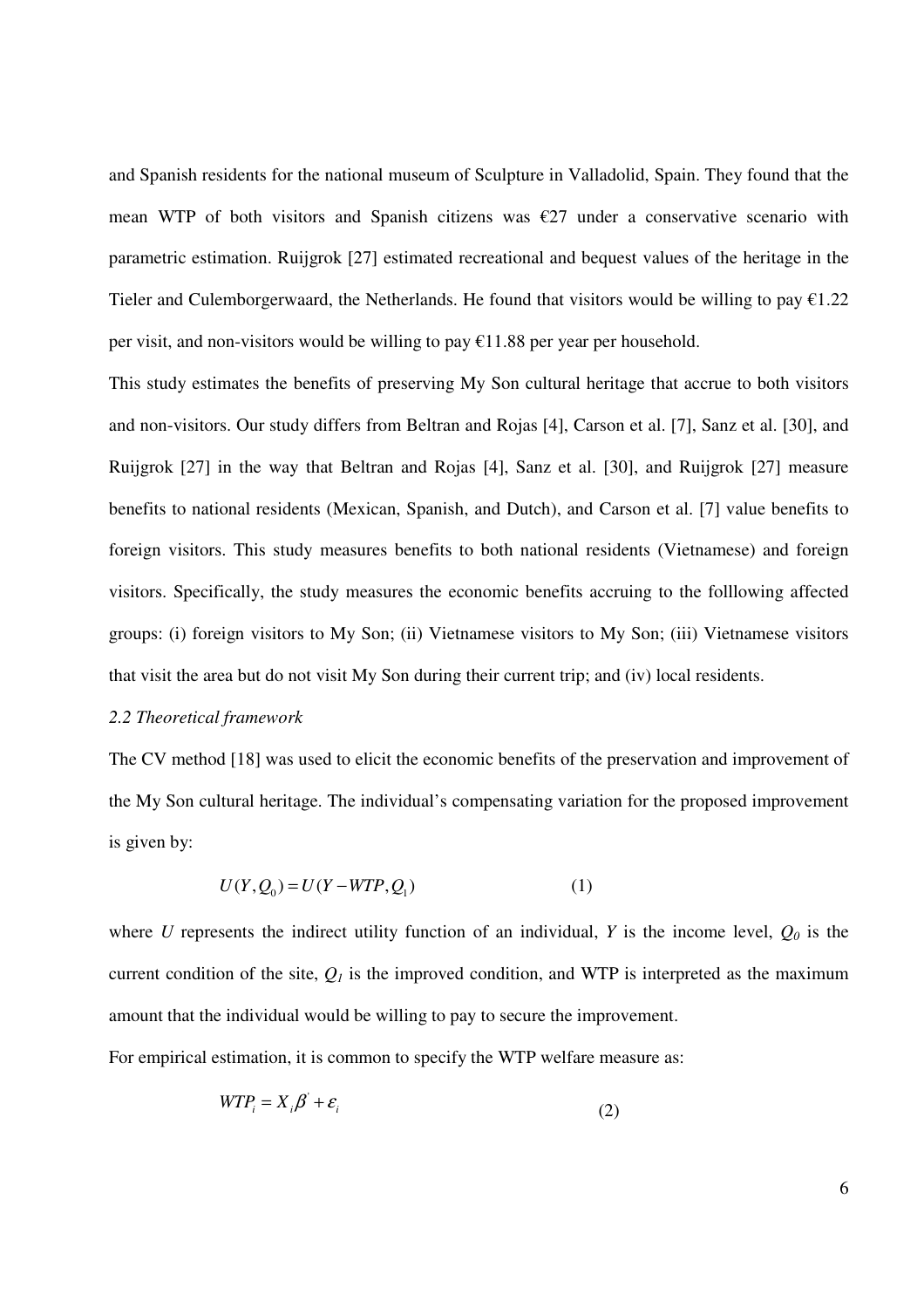and Spanish residents for the national museum of Sculpture in Valladolid, Spain. They found that the mean WTP of both visitors and Spanish citizens was €27 under a conservative scenario with parametric estimation. Ruijgrok [27] estimated recreational and bequest values of the heritage in the Tieler and Culemborgerwaard, the Netherlands. He found that visitors would be willing to pay €1.22 per visit, and non-visitors would be willing to pay €11.88 per year per household.

This study estimates the benefits of preserving My Son cultural heritage that accrue to both visitors and non-visitors. Our study differs from Beltran and Rojas [4], Carson et al. [7], Sanz et al. [30], and Ruijgrok [27] in the way that Beltran and Rojas [4], Sanz et al. [30], and Ruijgrok [27] measure benefits to national residents (Mexican, Spanish, and Dutch), and Carson et al. [7] value benefits to foreign visitors. This study measures benefits to both national residents (Vietnamese) and foreign visitors. Specifically, the study measures the economic benefits accruing to the folllowing affected groups: (i) foreign visitors to My Son; (ii) Vietnamese visitors to My Son; (iii) Vietnamese visitors that visit the area but do not visit My Son during their current trip; and (iv) local residents.

*2.2 Theoretical framework*

The CV method [18] was used to elicit the economic benefits of the preservation and improvement of the My Son cultural heritage. The individual's compensating variation for the proposed improvement is given by:

$$U(Y, Q_0) = U(Y - WTP, Q_1) \qquad (1)$$

where $U$ represents the indirect utility function of an individual, $Y$ is the income level, $Q_0$ is the current condition of the site, $Q_1$ is the improved condition, and WTP is interpreted as the maximum amount that the individual would be willing to pay to secure the improvement.

For empirical estimation, it is common to specify the WTP welfare measure as:

$$WTP_i = X_i \beta' + \varepsilon_i \qquad (2)$$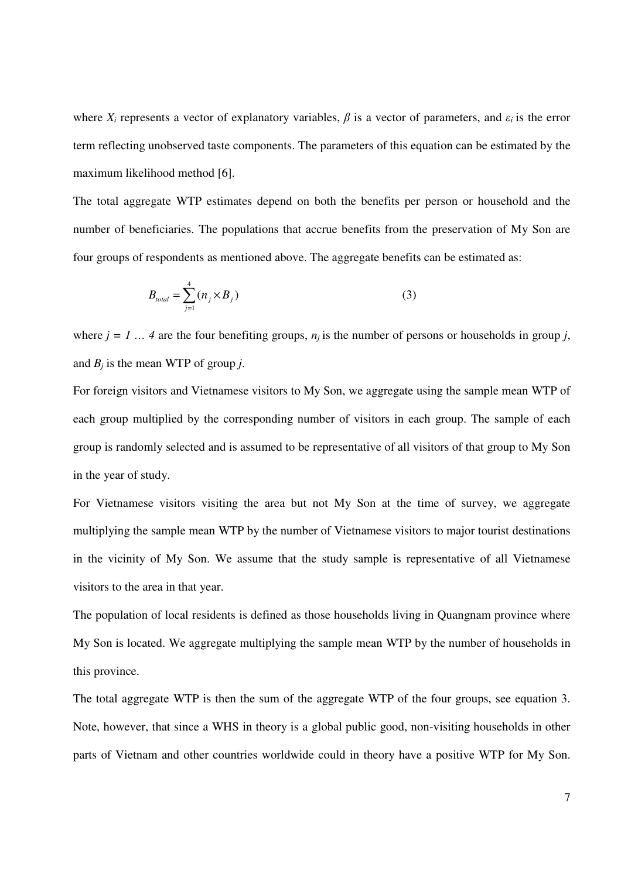where $X_i$ represents a vector of explanatory variables, $\beta$ is a vector of parameters, and $\varepsilon_i$ is the error term reflecting unobserved taste components. The parameters of this equation can be estimated by the maximum likelihood method [6].

The total aggregate WTP estimates depend on both the benefits per person or household and the number of beneficiaries. The populations that accrue benefits from the preservation of My Son are four groups of respondents as mentioned above. The aggregate benefits can be estimated as:

$$B_{total} = \sum_{j=1}^{4} (n_j \times B_j) \qquad (3)$$

where $j = 1 \ldots 4$ are the four benefiting groups, $n_j$ is the number of persons or households in group $j$, and $B_j$ is the mean WTP of group $j$.

For foreign visitors and Vietnamese visitors to My Son, we aggregate using the sample mean WTP of each group multiplied by the corresponding number of visitors in each group. The sample of each group is randomly selected and is assumed to be representative of all visitors of that group to My Son in the year of study.

For Vietnamese visitors visiting the area but not My Son at the time of survey, we aggregate multiplying the sample mean WTP by the number of Vietnamese visitors to major tourist destinations in the vicinity of My Son. We assume that the study sample is representative of all Vietnamese visitors to the area in that year.

The population of local residents is defined as those households living in Quangnam province where My Son is located. We aggregate multiplying the sample mean WTP by the number of households in this province.

The total aggregate WTP is then the sum of the aggregate WTP of the four groups, see equation 3. Note, however, that since a WHS in theory is a global public good, non-visiting households in other parts of Vietnam and other countries worldwide could in theory have a positive WTP for My Son.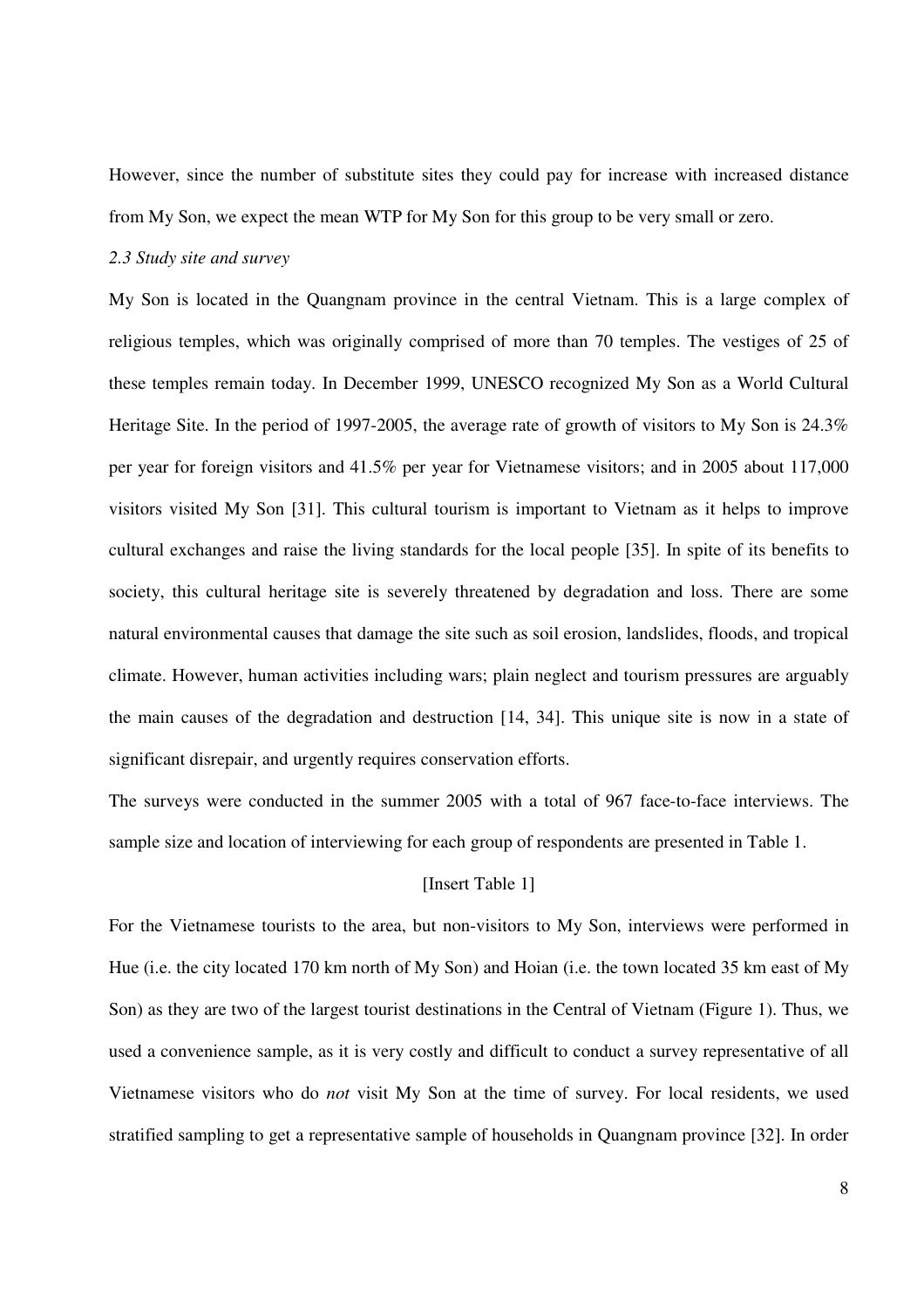However, since the number of substitute sites they could pay for increase with increased distance from My Son, we expect the mean WTP for My Son for this group to be very small or zero.

### *2.3 Study site and survey*

My Son is located in the Quangnam province in the central Vietnam. This is a large complex of religious temples, which was originally comprised of more than 70 temples. The vestiges of 25 of these temples remain today. In December 1999, UNESCO recognized My Son as a World Cultural Heritage Site. In the period of 1997-2005, the average rate of growth of visitors to My Son is 24.3% per year for foreign visitors and 41.5% per year for Vietnamese visitors; and in 2005 about 117,000 visitors visited My Son [31]. This cultural tourism is important to Vietnam as it helps to improve cultural exchanges and raise the living standards for the local people [35]. In spite of its benefits to society, this cultural heritage site is severely threatened by degradation and loss. There are some natural environmental causes that damage the site such as soil erosion, landslides, floods, and tropical climate. However, human activities including wars; plain neglect and tourism pressures are arguably the main causes of the degradation and destruction [14, 34]. This unique site is now in a state of significant disrepair, and urgently requires conservation efforts.

The surveys were conducted in the summer 2005 with a total of 967 face-to-face interviews. The sample size and location of interviewing for each group of respondents are presented in Table 1.

[Insert Table 1]

For the Vietnamese tourists to the area, but non-visitors to My Son, interviews were performed in Hue (i.e. the city located 170 km north of My Son) and Hoian (i.e. the town located 35 km east of My Son) as they are two of the largest tourist destinations in the Central of Vietnam (Figure 1). Thus, we used a convenience sample, as it is very costly and difficult to conduct a survey representative of all Vietnamese visitors who do *not* visit My Son at the time of survey. For local residents, we used stratified sampling to get a representative sample of households in Quangnam province [32]. In order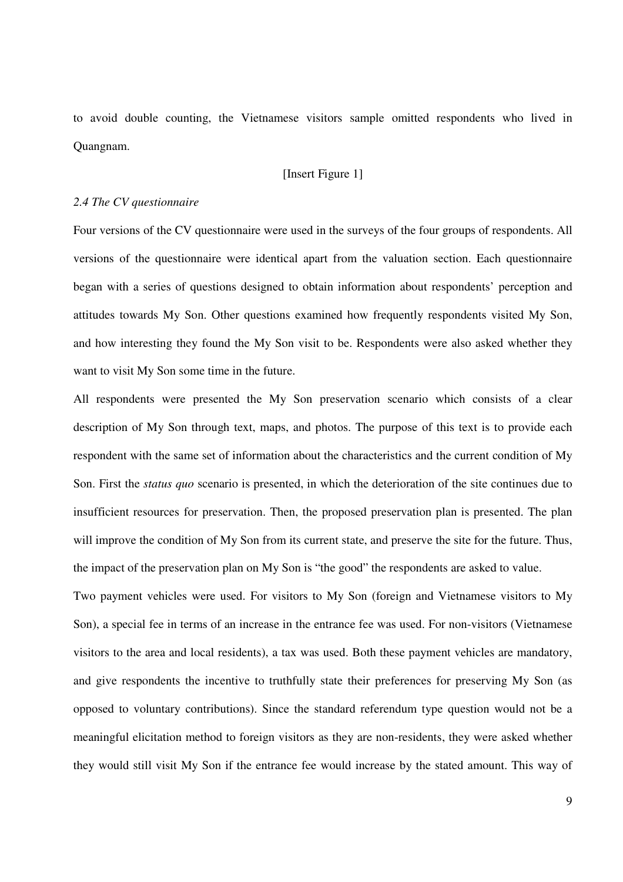to avoid double counting, the Vietnamese visitors sample omitted respondents who lived in Quangnam.

[Insert Figure 1]

### *2.4 The CV questionnaire*

Four versions of the CV questionnaire were used in the surveys of the four groups of respondents. All versions of the questionnaire were identical apart from the valuation section. Each questionnaire began with a series of questions designed to obtain information about respondents' perception and attitudes towards My Son. Other questions examined how frequently respondents visited My Son, and how interesting they found the My Son visit to be. Respondents were also asked whether they want to visit My Son some time in the future.

All respondents were presented the My Son preservation scenario which consists of a clear description of My Son through text, maps, and photos. The purpose of this text is to provide each respondent with the same set of information about the characteristics and the current condition of My Son. First the *status quo* scenario is presented, in which the deterioration of the site continues due to insufficient resources for preservation. Then, the proposed preservation plan is presented. The plan will improve the condition of My Son from its current state, and preserve the site for the future. Thus, the impact of the preservation plan on My Son is "the good" the respondents are asked to value.

Two payment vehicles were used. For visitors to My Son (foreign and Vietnamese visitors to My Son), a special fee in terms of an increase in the entrance fee was used. For non-visitors (Vietnamese visitors to the area and local residents), a tax was used. Both these payment vehicles are mandatory, and give respondents the incentive to truthfully state their preferences for preserving My Son (as opposed to voluntary contributions). Since the standard referendum type question would not be a meaningful elicitation method to foreign visitors as they are non-residents, they were asked whether they would still visit My Son if the entrance fee would increase by the stated amount. This way of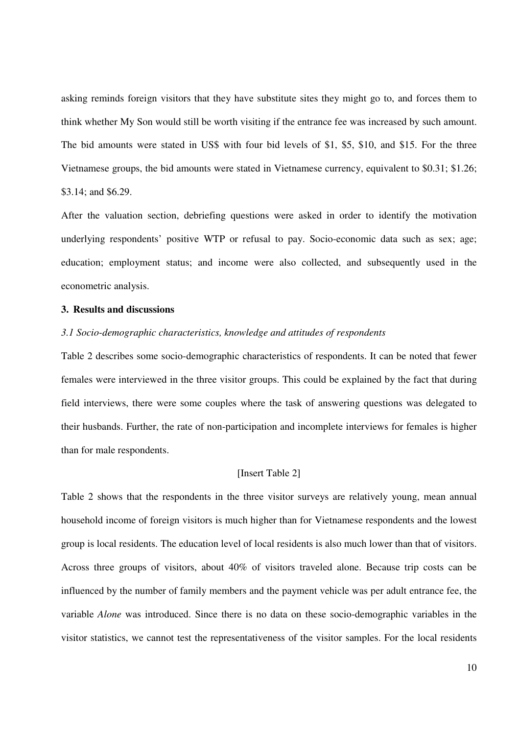asking reminds foreign visitors that they have substitute sites they might go to, and forces them to think whether My Son would still be worth visiting if the entrance fee was increased by such amount. The bid amounts were stated in US$ with four bid levels of $1, $5, $10, and $15. For the three Vietnamese groups, the bid amounts were stated in Vietnamese currency, equivalent to $0.31; $1.26; $3.14; and $6.29.

After the valuation section, debriefing questions were asked in order to identify the motivation underlying respondents' positive WTP or refusal to pay. Socio-economic data such as sex; age; education; employment status; and income were also collected, and subsequently used in the econometric analysis.

### 3. Results and discussions

#### *3.1 Socio-demographic characteristics, knowledge and attitudes of respondents*

Table 2 describes some socio-demographic characteristics of respondents. It can be noted that fewer females were interviewed in the three visitor groups. This could be explained by the fact that during field interviews, there were some couples where the task of answering questions was delegated to their husbands. Further, the rate of non-participation and incomplete interviews for females is higher than for male respondents.

[Insert Table 2]

Table 2 shows that the respondents in the three visitor surveys are relatively young, mean annual household income of foreign visitors is much higher than for Vietnamese respondents and the lowest group is local residents. The education level of local residents is also much lower than that of visitors. Across three groups of visitors, about 40% of visitors traveled alone. Because trip costs can be influenced by the number of family members and the payment vehicle was per adult entrance fee, the variable *Alone* was introduced. Since there is no data on these socio-demographic variables in the visitor statistics, we cannot test the representativeness of the visitor samples. For the local residents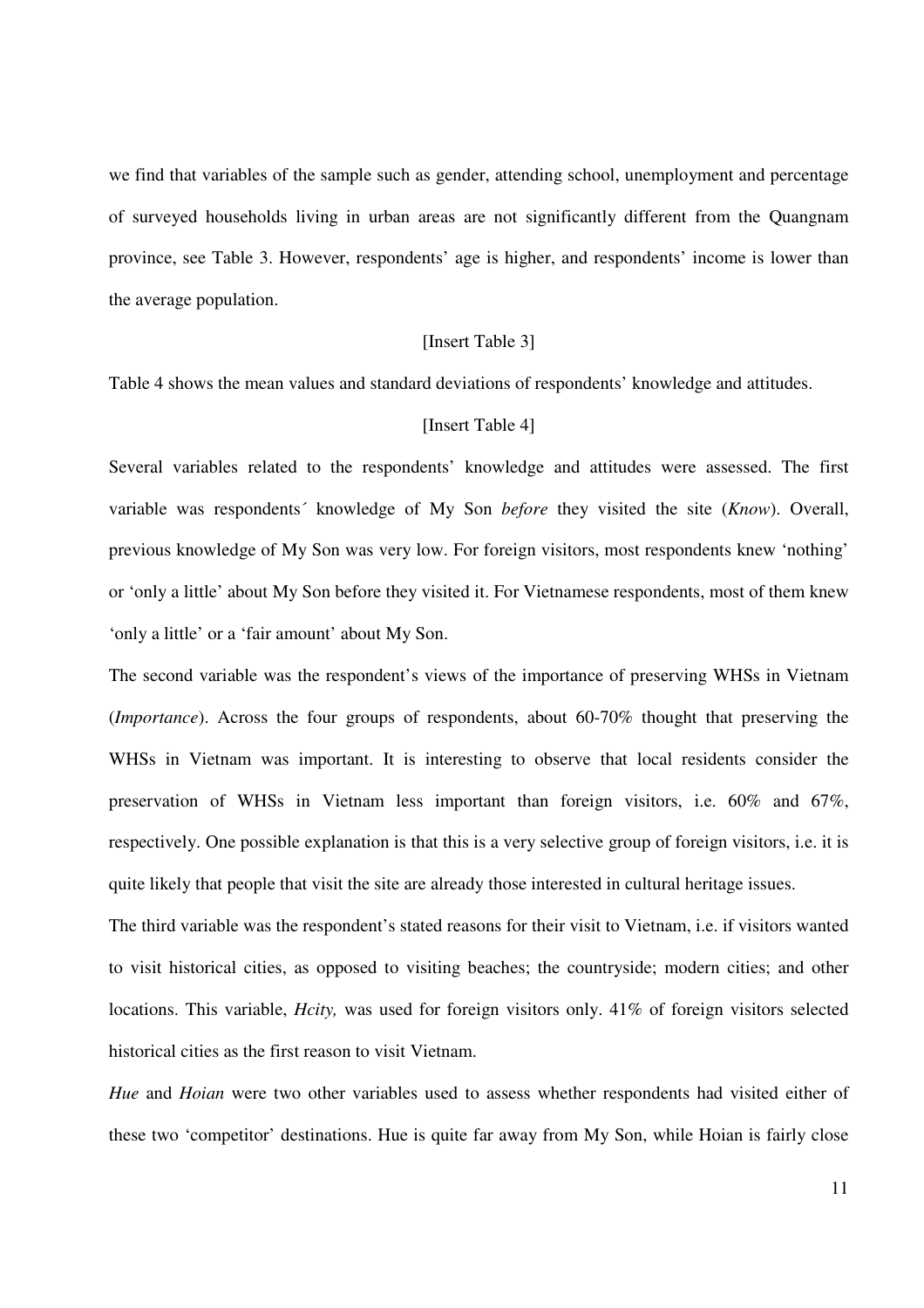we find that variables of the sample such as gender, attending school, unemployment and percentage of surveyed households living in urban areas are not significantly different from the Quangnam province, see Table 3. However, respondents' age is higher, and respondents' income is lower than the average population.

[Insert Table 3]

Table 4 shows the mean values and standard deviations of respondents' knowledge and attitudes.

[Insert Table 4]

Several variables related to the respondents' knowledge and attitudes were assessed. The first variable was respondents´ knowledge of My Son *before* they visited the site (*Know*). Overall, previous knowledge of My Son was very low. For foreign visitors, most respondents knew 'nothing' or 'only a little' about My Son before they visited it. For Vietnamese respondents, most of them knew 'only a little' or a 'fair amount' about My Son.

The second variable was the respondent's views of the importance of preserving WHSs in Vietnam (*Importance*). Across the four groups of respondents, about 60-70% thought that preserving the WHSs in Vietnam was important. It is interesting to observe that local residents consider the preservation of WHSs in Vietnam less important than foreign visitors, i.e. 60% and 67%, respectively. One possible explanation is that this is a very selective group of foreign visitors, i.e. it is quite likely that people that visit the site are already those interested in cultural heritage issues.

The third variable was the respondent's stated reasons for their visit to Vietnam, i.e. if visitors wanted to visit historical cities, as opposed to visiting beaches; the countryside; modern cities; and other locations. This variable, *Hcity,* was used for foreign visitors only. 41% of foreign visitors selected historical cities as the first reason to visit Vietnam.

*Hue* and *Hoian* were two other variables used to assess whether respondents had visited either of these two 'competitor' destinations. Hue is quite far away from My Son, while Hoian is fairly close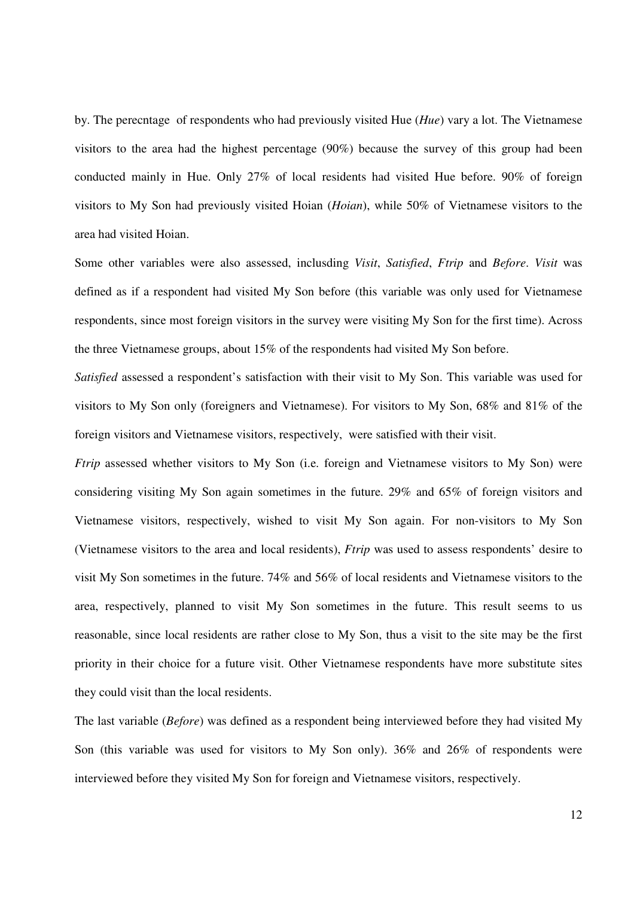by. The perecntage of respondents who had previously visited Hue (*Hue*) vary a lot. The Vietnamese visitors to the area had the highest percentage (90%) because the survey of this group had been conducted mainly in Hue. Only 27% of local residents had visited Hue before. 90% of foreign visitors to My Son had previously visited Hoian (*Hoian*), while 50% of Vietnamese visitors to the area had visited Hoian.

Some other variables were also assessed, inclusding *Visit*, *Satisfied*, *Ftrip* and *Before*. *Visit* was defined as if a respondent had visited My Son before (this variable was only used for Vietnamese respondents, since most foreign visitors in the survey were visiting My Son for the first time). Across the three Vietnamese groups, about 15% of the respondents had visited My Son before.

*Satisfied* assessed a respondent's satisfaction with their visit to My Son. This variable was used for visitors to My Son only (foreigners and Vietnamese). For visitors to My Son, 68% and 81% of the foreign visitors and Vietnamese visitors, respectively, were satisfied with their visit.

*Ftrip* assessed whether visitors to My Son (i.e. foreign and Vietnamese visitors to My Son) were considering visiting My Son again sometimes in the future. 29% and 65% of foreign visitors and Vietnamese visitors, respectively, wished to visit My Son again. For non-visitors to My Son (Vietnamese visitors to the area and local residents), *Ftrip* was used to assess respondents' desire to visit My Son sometimes in the future. 74% and 56% of local residents and Vietnamese visitors to the area, respectively, planned to visit My Son sometimes in the future. This result seems to us reasonable, since local residents are rather close to My Son, thus a visit to the site may be the first priority in their choice for a future visit. Other Vietnamese respondents have more substitute sites they could visit than the local residents.

The last variable (*Before*) was defined as a respondent being interviewed before they had visited My Son (this variable was used for visitors to My Son only). 36% and 26% of respondents were interviewed before they visited My Son for foreign and Vietnamese visitors, respectively.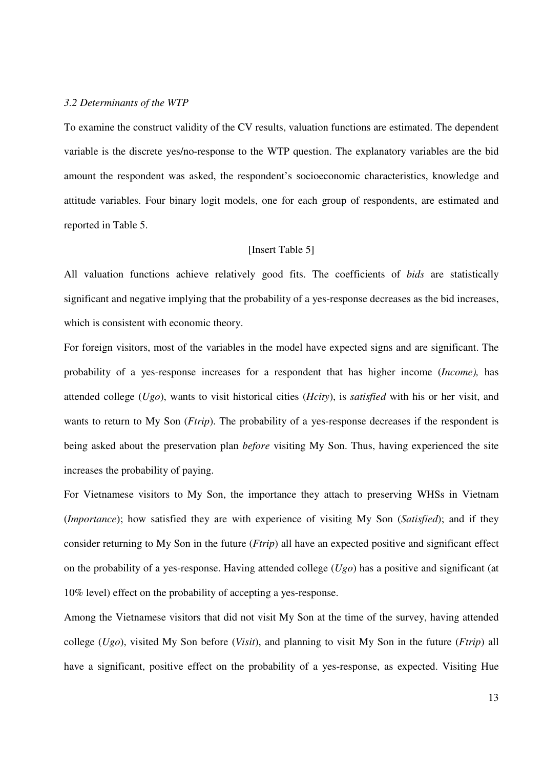### *3.2 Determinants of the WTP*

To examine the construct validity of the CV results, valuation functions are estimated. The dependent variable is the discrete yes/no-response to the WTP question. The explanatory variables are the bid amount the respondent was asked, the respondent's socioeconomic characteristics, knowledge and attitude variables. Four binary logit models, one for each group of respondents, are estimated and reported in Table 5.

[Insert Table 5]

All valuation functions achieve relatively good fits. The coefficients of *bids* are statistically significant and negative implying that the probability of a yes-response decreases as the bid increases, which is consistent with economic theory.

For foreign visitors, most of the variables in the model have expected signs and are significant. The probability of a yes-response increases for a respondent that has higher income (*Income),* has attended college (*Ugo*), wants to visit historical cities (*Hcity*), is *satisfied* with his or her visit, and wants to return to My Son (*Ftrip*). The probability of a yes-response decreases if the respondent is being asked about the preservation plan *before* visiting My Son. Thus, having experienced the site increases the probability of paying.

For Vietnamese visitors to My Son, the importance they attach to preserving WHSs in Vietnam (*Importance*); how satisfied they are with experience of visiting My Son (*Satisfied*); and if they consider returning to My Son in the future (*Ftrip*) all have an expected positive and significant effect on the probability of a yes-response. Having attended college (*Ugo*) has a positive and significant (at 10% level) effect on the probability of accepting a yes-response.

Among the Vietnamese visitors that did not visit My Son at the time of the survey, having attended college (*Ugo*), visited My Son before (*Visit*), and planning to visit My Son in the future (*Ftrip*) all have a significant, positive effect on the probability of a yes-response, as expected. Visiting Hue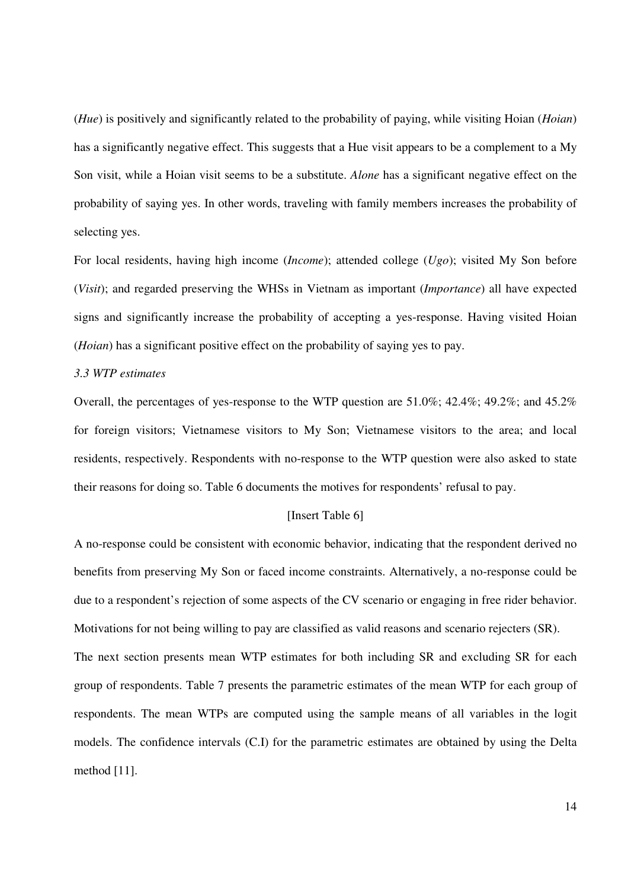(*Hue*) is positively and significantly related to the probability of paying, while visiting Hoian (*Hoian*) has a significantly negative effect. This suggests that a Hue visit appears to be a complement to a My Son visit, while a Hoian visit seems to be a substitute. *Alone* has a significant negative effect on the probability of saying yes. In other words, traveling with family members increases the probability of selecting yes.

For local residents, having high income (*Income*); attended college (*Ugo*); visited My Son before (*Visit*); and regarded preserving the WHSs in Vietnam as important (*Importance*) all have expected signs and significantly increase the probability of accepting a yes-response. Having visited Hoian (*Hoian*) has a significant positive effect on the probability of saying yes to pay.

*3.3 WTP estimates*

Overall, the percentages of yes-response to the WTP question are 51.0%; 42.4%; 49.2%; and 45.2% for foreign visitors; Vietnamese visitors to My Son; Vietnamese visitors to the area; and local residents, respectively. Respondents with no-response to the WTP question were also asked to state their reasons for doing so. Table 6 documents the motives for respondents' refusal to pay.

[Insert Table 6]

A no-response could be consistent with economic behavior, indicating that the respondent derived no benefits from preserving My Son or faced income constraints. Alternatively, a no-response could be due to a respondent's rejection of some aspects of the CV scenario or engaging in free rider behavior. Motivations for not being willing to pay are classified as valid reasons and scenario rejecters (SR).

The next section presents mean WTP estimates for both including SR and excluding SR for each group of respondents. Table 7 presents the parametric estimates of the mean WTP for each group of respondents. The mean WTPs are computed using the sample means of all variables in the logit models. The confidence intervals (C.I) for the parametric estimates are obtained by using the Delta method [11].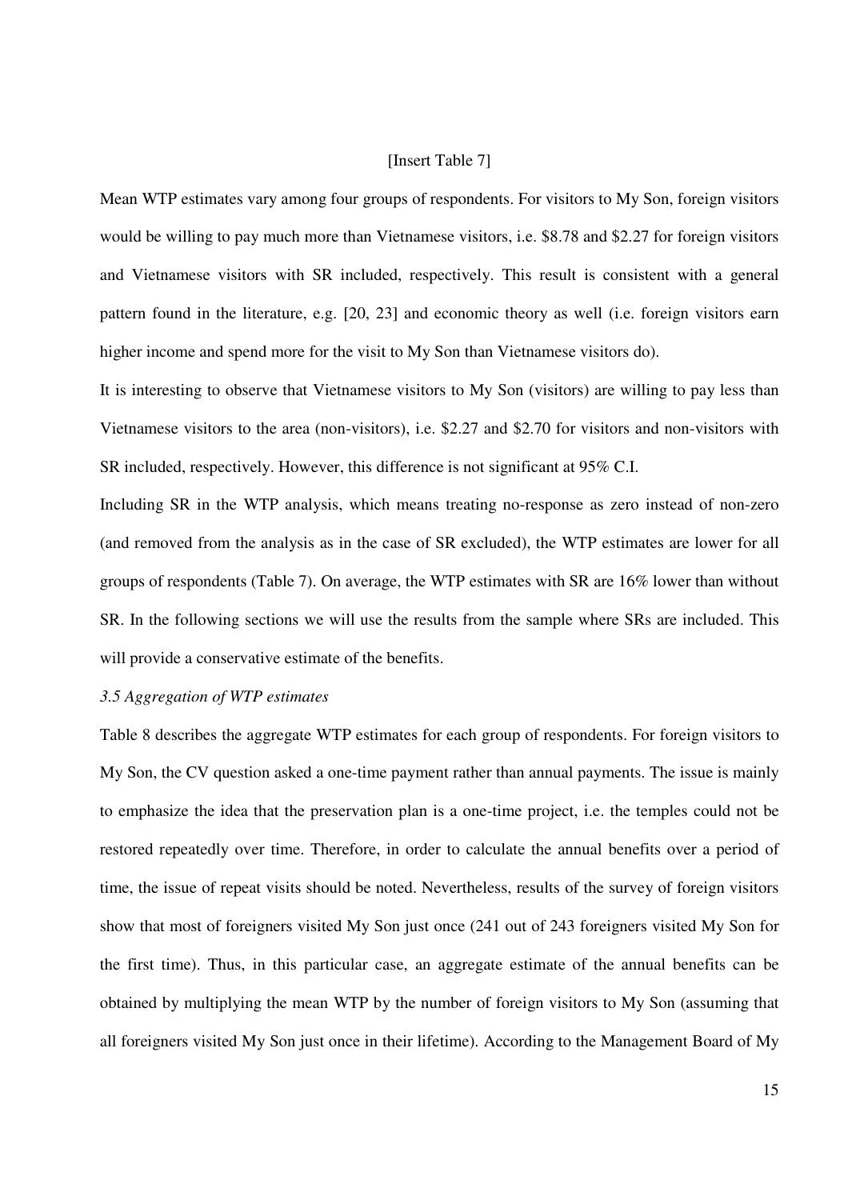[Insert Table 7]

Mean WTP estimates vary among four groups of respondents. For visitors to My Son, foreign visitors would be willing to pay much more than Vietnamese visitors, i.e. $8.78 and $2.27 for foreign visitors and Vietnamese visitors with SR included, respectively. This result is consistent with a general pattern found in the literature, e.g. [20, 23] and economic theory as well (i.e. foreign visitors earn higher income and spend more for the visit to My Son than Vietnamese visitors do).

It is interesting to observe that Vietnamese visitors to My Son (visitors) are willing to pay less than Vietnamese visitors to the area (non-visitors), i.e. $2.27 and $2.70 for visitors and non-visitors with SR included, respectively. However, this difference is not significant at 95% C.I.

Including SR in the WTP analysis, which means treating no-response as zero instead of non-zero (and removed from the analysis as in the case of SR excluded), the WTP estimates are lower for all groups of respondents (Table 7). On average, the WTP estimates with SR are 16% lower than without SR. In the following sections we will use the results from the sample where SRs are included. This will provide a conservative estimate of the benefits.

*3.5 Aggregation of WTP estimates*

Table 8 describes the aggregate WTP estimates for each group of respondents. For foreign visitors to My Son, the CV question asked a one-time payment rather than annual payments. The issue is mainly to emphasize the idea that the preservation plan is a one-time project, i.e. the temples could not be restored repeatedly over time. Therefore, in order to calculate the annual benefits over a period of time, the issue of repeat visits should be noted. Nevertheless, results of the survey of foreign visitors show that most of foreigners visited My Son just once (241 out of 243 foreigners visited My Son for the first time). Thus, in this particular case, an aggregate estimate of the annual benefits can be obtained by multiplying the mean WTP by the number of foreign visitors to My Son (assuming that all foreigners visited My Son just once in their lifetime). According to the Management Board of My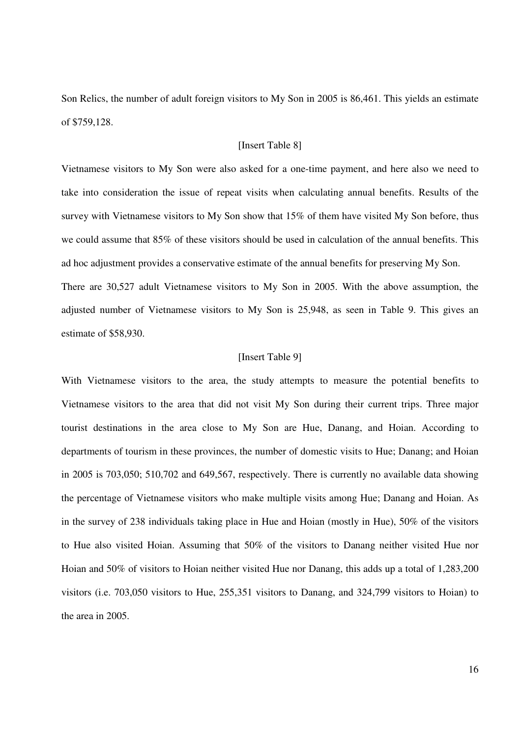Son Relics, the number of adult foreign visitors to My Son in 2005 is 86,461. This yields an estimate of $759,128.

[Insert Table 8]

Vietnamese visitors to My Son were also asked for a one-time payment, and here also we need to take into consideration the issue of repeat visits when calculating annual benefits. Results of the survey with Vietnamese visitors to My Son show that 15% of them have visited My Son before, thus we could assume that 85% of these visitors should be used in calculation of the annual benefits. This ad hoc adjustment provides a conservative estimate of the annual benefits for preserving My Son.

There are 30,527 adult Vietnamese visitors to My Son in 2005. With the above assumption, the adjusted number of Vietnamese visitors to My Son is 25,948, as seen in Table 9. This gives an estimate of $58,930.

[Insert Table 9]

With Vietnamese visitors to the area, the study attempts to measure the potential benefits to Vietnamese visitors to the area that did not visit My Son during their current trips. Three major tourist destinations in the area close to My Son are Hue, Danang, and Hoian. According to departments of tourism in these provinces, the number of domestic visits to Hue; Danang; and Hoian in 2005 is 703,050; 510,702 and 649,567, respectively. There is currently no available data showing the percentage of Vietnamese visitors who make multiple visits among Hue; Danang and Hoian. As in the survey of 238 individuals taking place in Hue and Hoian (mostly in Hue), 50% of the visitors to Hue also visited Hoian. Assuming that 50% of the visitors to Danang neither visited Hue nor Hoian and 50% of visitors to Hoian neither visited Hue nor Danang, this adds up a total of 1,283,200 visitors (i.e. 703,050 visitors to Hue, 255,351 visitors to Danang, and 324,799 visitors to Hoian) to the area in 2005.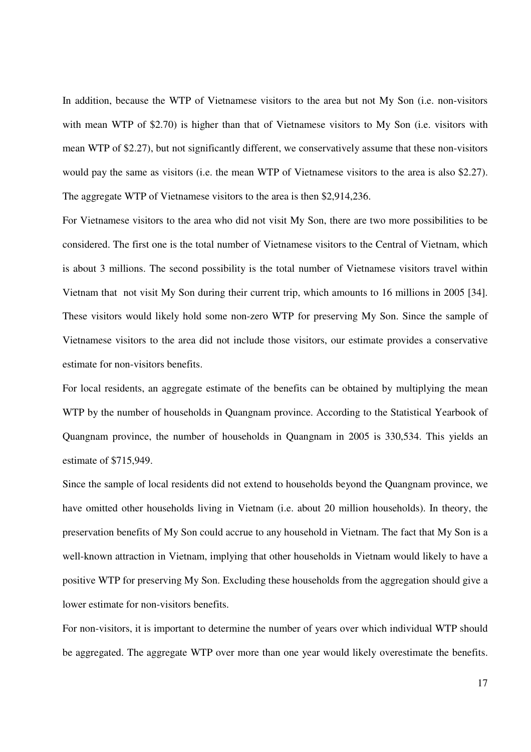In addition, because the WTP of Vietnamese visitors to the area but not My Son (i.e. non-visitors with mean WTP of \$2.70) is higher than that of Vietnamese visitors to My Son (i.e. visitors with mean WTP of \$2.27), but not significantly different, we conservatively assume that these non-visitors would pay the same as visitors (i.e. the mean WTP of Vietnamese visitors to the area is also \$2.27). The aggregate WTP of Vietnamese visitors to the area is then \$2,914,236.

For Vietnamese visitors to the area who did not visit My Son, there are two more possibilities to be considered. The first one is the total number of Vietnamese visitors to the Central of Vietnam, which is about 3 millions. The second possibility is the total number of Vietnamese visitors travel within Vietnam that not visit My Son during their current trip, which amounts to 16 millions in 2005 [34]. These visitors would likely hold some non-zero WTP for preserving My Son. Since the sample of Vietnamese visitors to the area did not include those visitors, our estimate provides a conservative estimate for non-visitors benefits.

For local residents, an aggregate estimate of the benefits can be obtained by multiplying the mean WTP by the number of households in Quangnam province. According to the Statistical Yearbook of Quangnam province, the number of households in Quangnam in 2005 is 330,534. This yields an estimate of \$715,949.

Since the sample of local residents did not extend to households beyond the Quangnam province, we have omitted other households living in Vietnam (i.e. about 20 million households). In theory, the preservation benefits of My Son could accrue to any household in Vietnam. The fact that My Son is a well-known attraction in Vietnam, implying that other households in Vietnam would likely to have a positive WTP for preserving My Son. Excluding these households from the aggregation should give a lower estimate for non-visitors benefits.

For non-visitors, it is important to determine the number of years over which individual WTP should be aggregated. The aggregate WTP over more than one year would likely overestimate the benefits.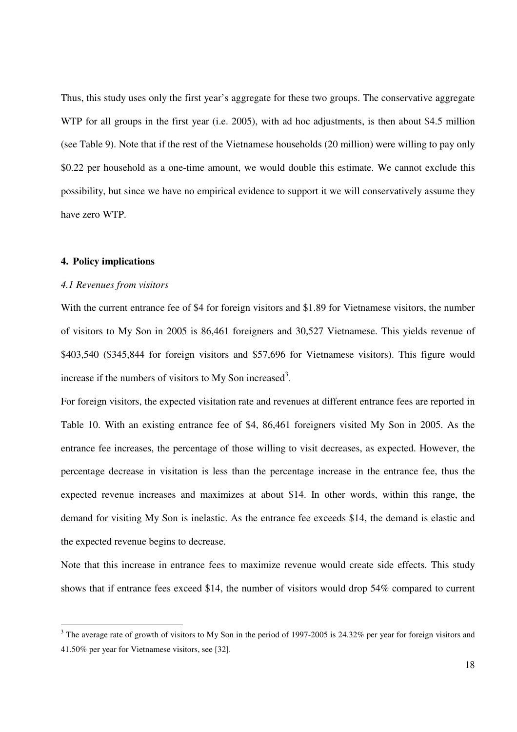Thus, this study uses only the first year's aggregate for these two groups. The conservative aggregate WTP for all groups in the first year (i.e. 2005), with ad hoc adjustments, is then about $4.5 million (see Table 9). Note that if the rest of the Vietnamese households (20 million) were willing to pay only $0.22 per household as a one-time amount, we would double this estimate. We cannot exclude this possibility, but since we have no empirical evidence to support it we will conservatively assume they have zero WTP.

## 4. Policy implications

### *4.1 Revenues from visitors*

With the current entrance fee of $4 for foreign visitors and $1.89 for Vietnamese visitors, the number of visitors to My Son in 2005 is 86,461 foreigners and 30,527 Vietnamese. This yields revenue of $403,540 ($345,844 for foreign visitors and $57,696 for Vietnamese visitors). This figure would increase if the numbers of visitors to My Son increased[3].

For foreign visitors, the expected visitation rate and revenues at different entrance fees are reported in Table 10. With an existing entrance fee of $4, 86,461 foreigners visited My Son in 2005. As the entrance fee increases, the percentage of those willing to visit decreases, as expected. However, the percentage decrease in visitation is less than the percentage increase in the entrance fee, thus the expected revenue increases and maximizes at about $14. In other words, within this range, the demand for visiting My Son is inelastic. As the entrance fee exceeds $14, the demand is elastic and the expected revenue begins to decrease.

Note that this increase in entrance fees to maximize revenue would create side effects. This study shows that if entrance fees exceed $14, the number of visitors would drop 54% compared to current

[3] The average rate of growth of visitors to My Son in the period of 1997-2005 is 24.32% per year for foreign visitors and 41.50% per year for Vietnamese visitors, see [32].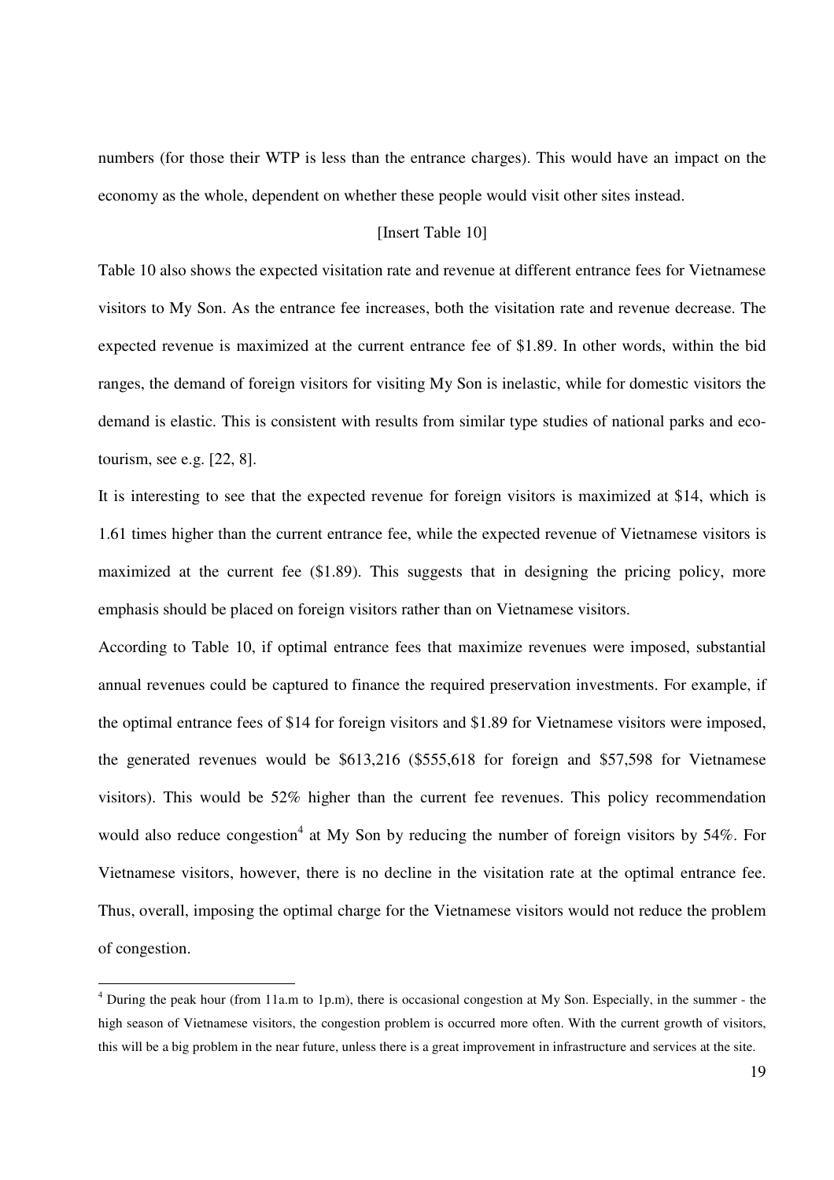numbers (for those their WTP is less than the entrance charges). This would have an impact on the economy as the whole, dependent on whether these people would visit other sites instead.

[Insert Table 10]

Table 10 also shows the expected visitation rate and revenue at different entrance fees for Vietnamese visitors to My Son. As the entrance fee increases, both the visitation rate and revenue decrease. The expected revenue is maximized at the current entrance fee of $1.89. In other words, within the bid ranges, the demand of foreign visitors for visiting My Son is inelastic, while for domestic visitors the demand is elastic. This is consistent with results from similar type studies of national parks and eco-tourism, see e.g. [22, 8].

It is interesting to see that the expected revenue for foreign visitors is maximized at $14, which is 1.61 times higher than the current entrance fee, while the expected revenue of Vietnamese visitors is maximized at the current fee ($1.89). This suggests that in designing the pricing policy, more emphasis should be placed on foreign visitors rather than on Vietnamese visitors.

According to Table 10, if optimal entrance fees that maximize revenues were imposed, substantial annual revenues could be captured to finance the required preservation investments. For example, if the optimal entrance fees of $14 for foreign visitors and $1.89 for Vietnamese visitors were imposed, the generated revenues would be $613,216 ($555,618 for foreign and $57,598 for Vietnamese visitors). This would be 52% higher than the current fee revenues. This policy recommendation would also reduce congestion[4] at My Son by reducing the number of foreign visitors by 54%. For Vietnamese visitors, however, there is no decline in the visitation rate at the optimal entrance fee. Thus, overall, imposing the optimal charge for the Vietnamese visitors would not reduce the problem of congestion.

[4] During the peak hour (from 11a.m to 1p.m), there is occasional congestion at My Son. Especially, in the summer - the high season of Vietnamese visitors, the congestion problem is occurred more often. With the current growth of visitors, this will be a big problem in the near future, unless there is a great improvement in infrastructure and services at the site.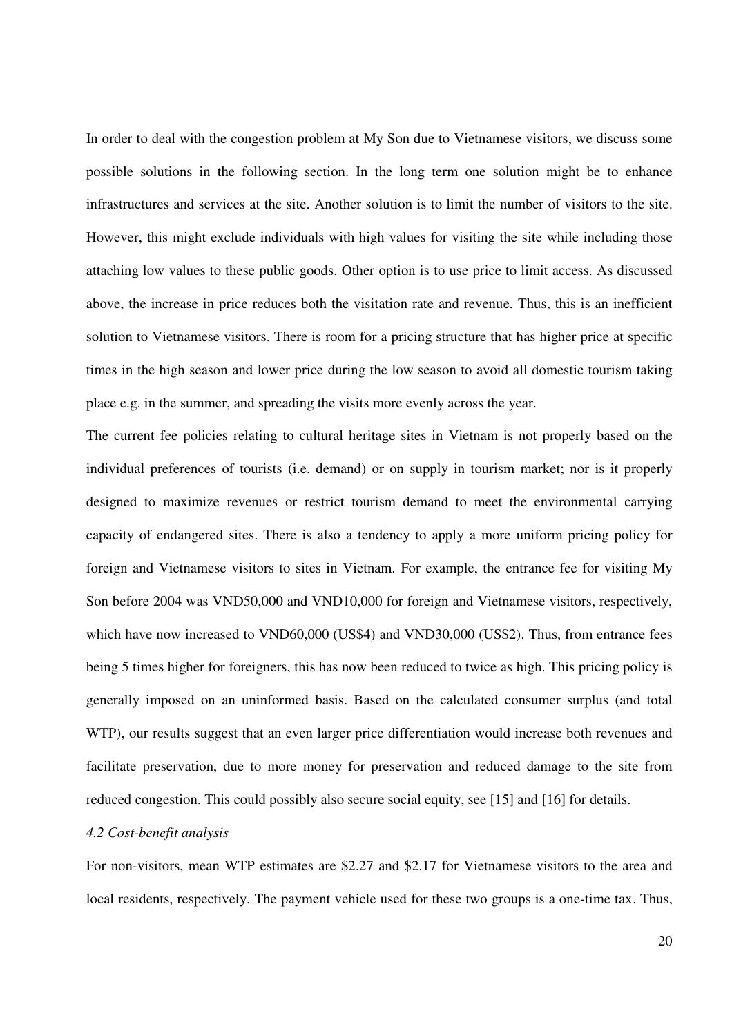In order to deal with the congestion problem at My Son due to Vietnamese visitors, we discuss some possible solutions in the following section. In the long term one solution might be to enhance infrastructures and services at the site. Another solution is to limit the number of visitors to the site. However, this might exclude individuals with high values for visiting the site while including those attaching low values to these public goods. Other option is to use price to limit access. As discussed above, the increase in price reduces both the visitation rate and revenue. Thus, this is an inefficient solution to Vietnamese visitors. There is room for a pricing structure that has higher price at specific times in the high season and lower price during the low season to avoid all domestic tourism taking place e.g. in the summer, and spreading the visits more evenly across the year.

The current fee policies relating to cultural heritage sites in Vietnam is not properly based on the individual preferences of tourists (i.e. demand) or on supply in tourism market; nor is it properly designed to maximize revenues or restrict tourism demand to meet the environmental carrying capacity of endangered sites. There is also a tendency to apply a more uniform pricing policy for foreign and Vietnamese visitors to sites in Vietnam. For example, the entrance fee for visiting My Son before 2004 was VND50,000 and VND10,000 for foreign and Vietnamese visitors, respectively, which have now increased to VND60,000 (US$4) and VND30,000 (US$2). Thus, from entrance fees being 5 times higher for foreigners, this has now been reduced to twice as high. This pricing policy is generally imposed on an uninformed basis. Based on the calculated consumer surplus (and total WTP), our results suggest that an even larger price differentiation would increase both revenues and facilitate preservation, due to more money for preservation and reduced damage to the site from reduced congestion. This could possibly also secure social equity, see [15] and [16] for details.

*4.2 Cost-benefit analysis*

For non-visitors, mean WTP estimates are $2.27 and $2.17 for Vietnamese visitors to the area and local residents, respectively. The payment vehicle used for these two groups is a one-time tax. Thus,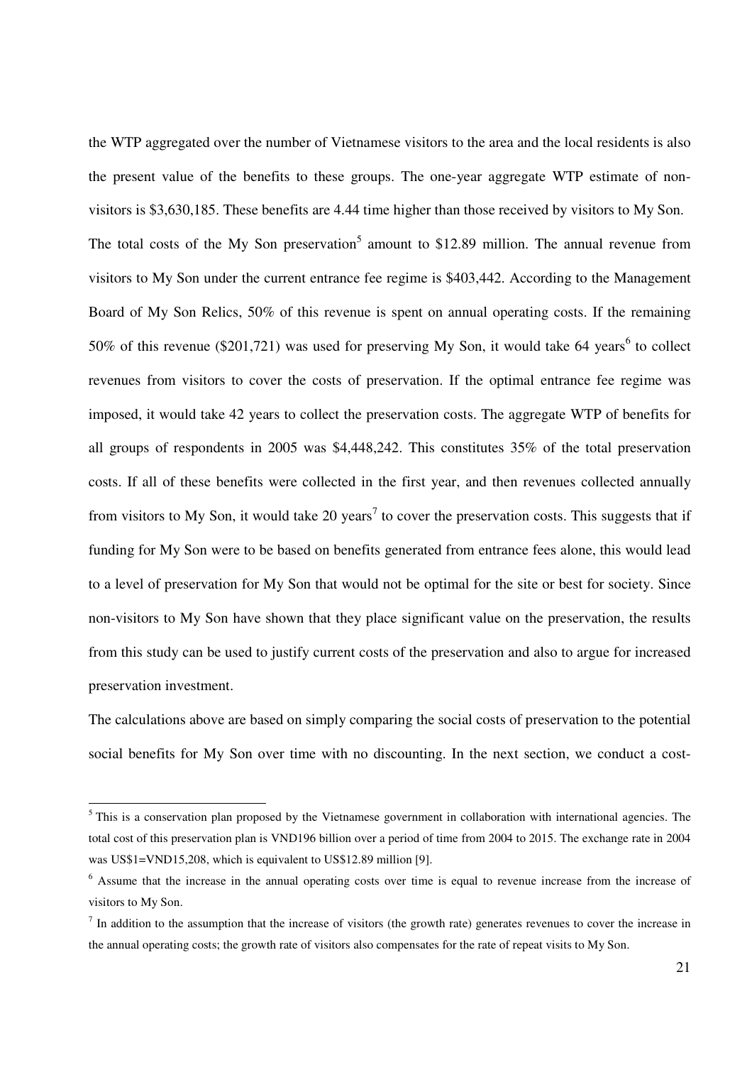the WTP aggregated over the number of Vietnamese visitors to the area and the local residents is also the present value of the benefits to these groups. The one-year aggregate WTP estimate of non-visitors is $3,630,185. These benefits are 4.44 time higher than those received by visitors to My Son. The total costs of the My Son preservation[5] amount to $12.89 million. The annual revenue from visitors to My Son under the current entrance fee regime is $403,442. According to the Management Board of My Son Relics, 50% of this revenue is spent on annual operating costs. If the remaining 50% of this revenue ($201,721) was used for preserving My Son, it would take 64 years[6] to collect revenues from visitors to cover the costs of preservation. If the optimal entrance fee regime was imposed, it would take 42 years to collect the preservation costs. The aggregate WTP of benefits for all groups of respondents in 2005 was $4,448,242. This constitutes 35% of the total preservation costs. If all of these benefits were collected in the first year, and then revenues collected annually from visitors to My Son, it would take 20 years[7] to cover the preservation costs. This suggests that if funding for My Son were to be based on benefits generated from entrance fees alone, this would lead to a level of preservation for My Son that would not be optimal for the site or best for society. Since non-visitors to My Son have shown that they place significant value on the preservation, the results from this study can be used to justify current costs of the preservation and also to argue for increased preservation investment.

The calculations above are based on simply comparing the social costs of preservation to the potential social benefits for My Son over time with no discounting. In the next section, we conduct a cost-

---

[5] This is a conservation plan proposed by the Vietnamese government in collaboration with international agencies. The total cost of this preservation plan is VND196 billion over a period of time from 2004 to 2015. The exchange rate in 2004 was US$1=VND15,208, which is equivalent to US$12.89 million [9].

[6] Assume that the increase in the annual operating costs over time is equal to revenue increase from the increase of visitors to My Son.

[7] In addition to the assumption that the increase of visitors (the growth rate) generates revenues to cover the increase in the annual operating costs; the growth rate of visitors also compensates for the rate of repeat visits to My Son.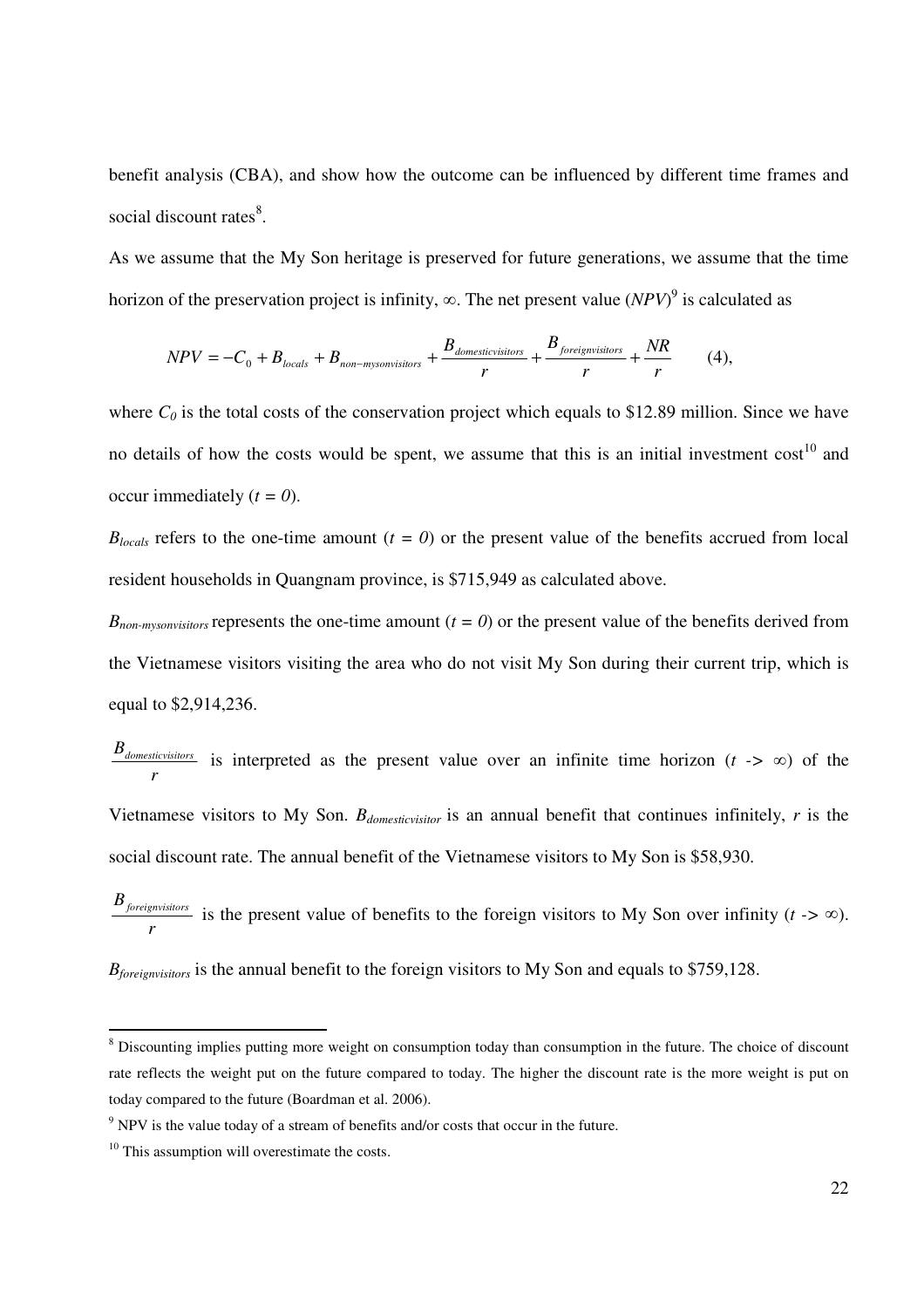benefit analysis (CBA), and show how the outcome can be influenced by different time frames and social discount rates[8].

As we assume that the My Son heritage is preserved for future generations, we assume that the time horizon of the preservation project is infinity, ∞. The net present value (*NPV*)[9] is calculated as

$$NPV = -C_0 + B_{locals} + B_{non-mysonvisitors} + \frac{B_{domesticvisitors}}{r} + \frac{B_{foreignvisitors}}{r} + \frac{NR}{r} \qquad (4),$$

where $C_0$ is the total costs of the conservation project which equals to \$12.89 million. Since we have no details of how the costs would be spent, we assume that this is an initial investment cost[10] and occur immediately ($t = 0$).

$B_{locals}$ refers to the one-time amount ($t = 0$) or the present value of the benefits accrued from local resident households in Quangnam province, is \$715,949 as calculated above.

$B_{non-mysonvisitors}$ represents the one-time amount ($t = 0$) or the present value of the benefits derived from the Vietnamese visitors visiting the area who do not visit My Son during their current trip, which is equal to \$2,914,236.

$\frac{B_{domesticvisitors}}{r}$ is interpreted as the present value over an infinite time horizon ($t \to \infty$) of the Vietnamese visitors to My Son. $B_{domesticvisitor}$ is an annual benefit that continues infinitely, $r$ is the social discount rate. The annual benefit of the Vietnamese visitors to My Son is \$58,930.

$\frac{B_{foreignvisitors}}{r}$ is the present value of benefits to the foreign visitors to My Son over infinity ($t \to \infty$). $B_{foreignvisitors}$ is the annual benefit to the foreign visitors to My Son and equals to \$759,128.

---

[8] Discounting implies putting more weight on consumption today than consumption in the future. The choice of discount rate reflects the weight put on the future compared to today. The higher the discount rate is the more weight is put on today compared to the future (Boardman et al. 2006).

[9] NPV is the value today of a stream of benefits and/or costs that occur in the future.

[10] This assumption will overestimate the costs.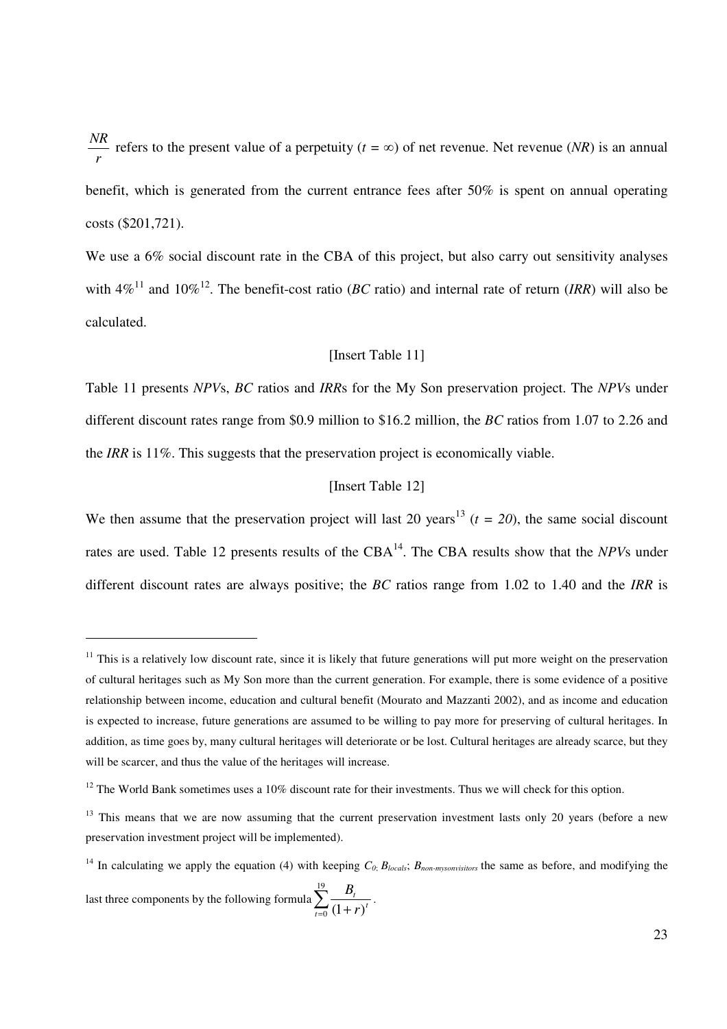$\frac{NR}{r}$ refers to the present value of a perpetuity ($t = \infty$) of net revenue. Net revenue ($NR$) is an annual benefit, which is generated from the current entrance fees after 50% is spent on annual operating costs ($201,721).

We use a 6% social discount rate in the CBA of this project, but also carry out sensitivity analyses with 4%[11] and 10%[12]. The benefit-cost ratio (*BC* ratio) and internal rate of return (*IRR*) will also be calculated.

[Insert Table 11]

Table 11 presents *NPV*s, *BC* ratios and *IRR*s for the My Son preservation project. The *NPV*s under different discount rates range from $0.9 million to $16.2 million, the *BC* ratios from 1.07 to 2.26 and the *IRR* is 11%. This suggests that the preservation project is economically viable.

[Insert Table 12]

We then assume that the preservation project will last 20 years[13] ($t = 20$), the same social discount rates are used. Table 12 presents results of the CBA[14]. The CBA results show that the *NPV*s under different discount rates are always positive; the *BC* ratios range from 1.02 to 1.40 and the *IRR* is

---

[11] This is a relatively low discount rate, since it is likely that future generations will put more weight on the preservation of cultural heritages such as My Son more than the current generation. For example, there is some evidence of a positive relationship between income, education and cultural benefit (Mourato and Mazzanti 2002), and as income and education is expected to increase, future generations are assumed to be willing to pay more for preserving of cultural heritages. In addition, as time goes by, many cultural heritages will deteriorate or be lost. Cultural heritages are already scarce, but they will be scarcer, and thus the value of the heritages will increase.

[12] The World Bank sometimes uses a 10% discount rate for their investments. Thus we will check for this option.

[13] This means that we are now assuming that the current preservation investment lasts only 20 years (before a new preservation investment project will be implemented).

[14] In calculating we apply the equation (4) with keeping $C_0$; $B_{locals}$; $B_{non\text{-}mysonvisitors}$ the same as before, and modifying the last three components by the following formula $\sum_{t=0}^{19} \frac{B_t}{(1+r)^t}$.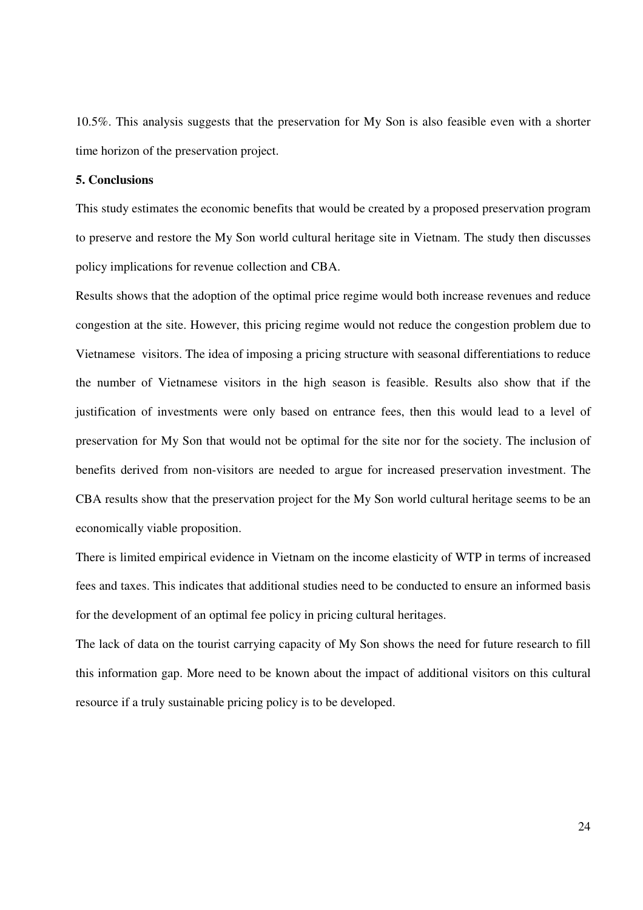10.5%. This analysis suggests that the preservation for My Son is also feasible even with a shorter time horizon of the preservation project.

**5. Conclusions**

This study estimates the economic benefits that would be created by a proposed preservation program to preserve and restore the My Son world cultural heritage site in Vietnam. The study then discusses policy implications for revenue collection and CBA.

Results shows that the adoption of the optimal price regime would both increase revenues and reduce congestion at the site. However, this pricing regime would not reduce the congestion problem due to Vietnamese visitors. The idea of imposing a pricing structure with seasonal differentiations to reduce the number of Vietnamese visitors in the high season is feasible. Results also show that if the justification of investments were only based on entrance fees, then this would lead to a level of preservation for My Son that would not be optimal for the site nor for the society. The inclusion of benefits derived from non-visitors are needed to argue for increased preservation investment. The CBA results show that the preservation project for the My Son world cultural heritage seems to be an economically viable proposition.

There is limited empirical evidence in Vietnam on the income elasticity of WTP in terms of increased fees and taxes. This indicates that additional studies need to be conducted to ensure an informed basis for the development of an optimal fee policy in pricing cultural heritages.

The lack of data on the tourist carrying capacity of My Son shows the need for future research to fill this information gap. More need to be known about the impact of additional visitors on this cultural resource if a truly sustainable pricing policy is to be developed.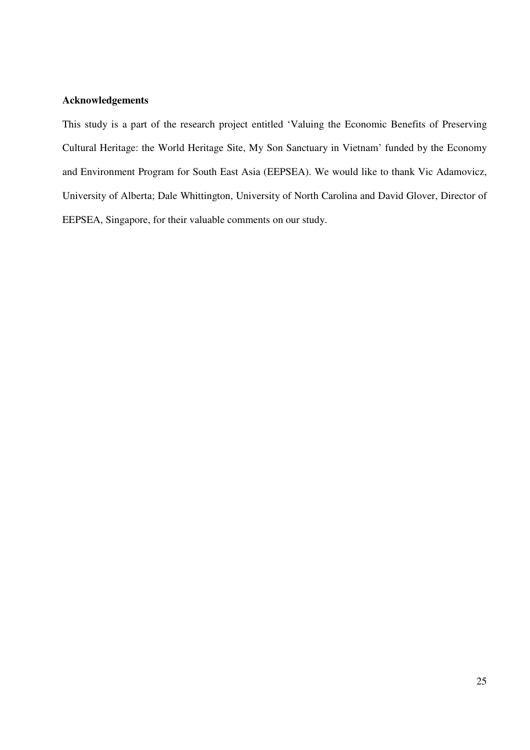**Acknowledgements**

This study is a part of the research project entitled 'Valuing the Economic Benefits of Preserving Cultural Heritage: the World Heritage Site, My Son Sanctuary in Vietnam' funded by the Economy and Environment Program for South East Asia (EEPSEA). We would like to thank Vic Adamovicz, University of Alberta; Dale Whittington, University of North Carolina and David Glover, Director of EEPSEA, Singapore, for their valuable comments on our study.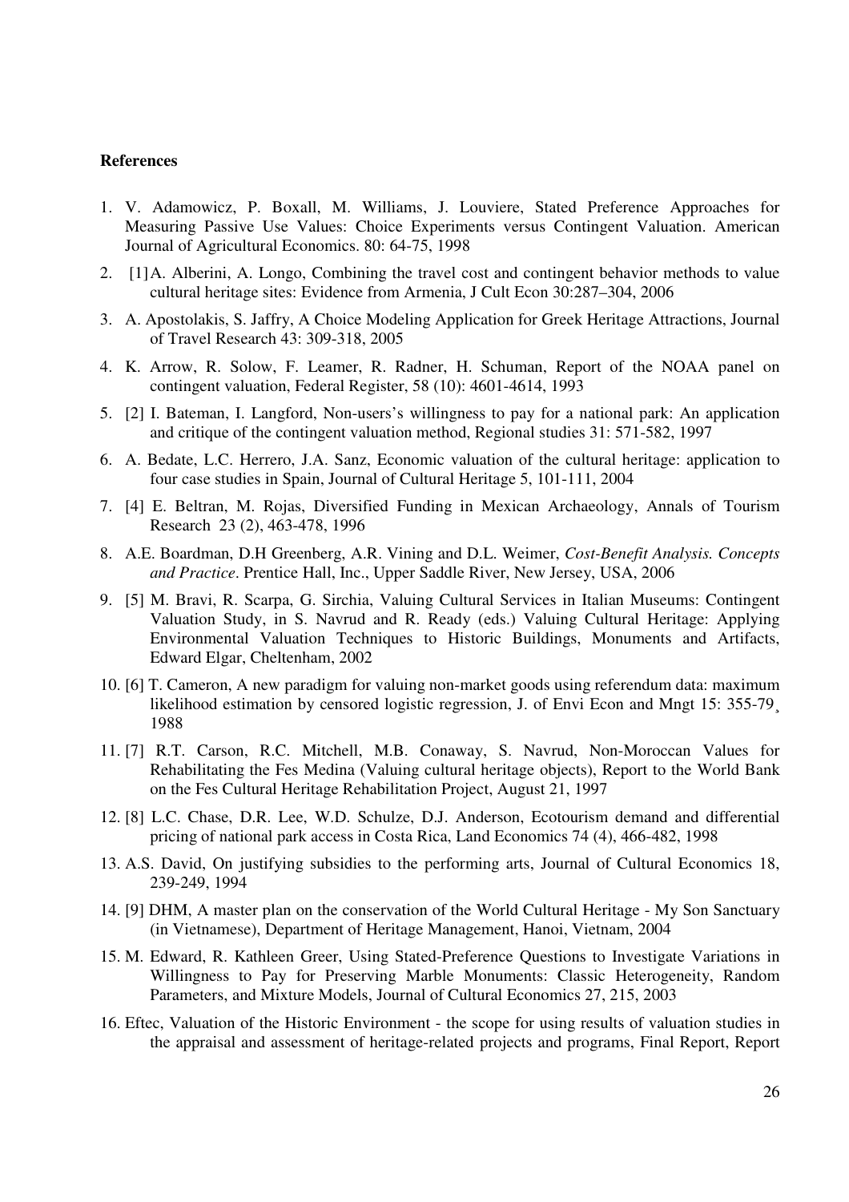**References**

1. V. Adamowicz, P. Boxall, M. Williams, J. Louviere, Stated Preference Approaches for Measuring Passive Use Values: Choice Experiments versus Contingent Valuation. American Journal of Agricultural Economics. 80: 64-75, 1998
2. [1] A. Alberini, A. Longo, Combining the travel cost and contingent behavior methods to value cultural heritage sites: Evidence from Armenia, J Cult Econ 30:287–304, 2006
3. A. Apostolakis, S. Jaffry, A Choice Modeling Application for Greek Heritage Attractions, Journal of Travel Research 43: 309-318, 2005
4. K. Arrow, R. Solow, F. Leamer, R. Radner, H. Schuman, Report of the NOAA panel on contingent valuation, Federal Register, 58 (10): 4601-4614, 1993
5. [2] I. Bateman, I. Langford, Non-users's willingness to pay for a national park: An application and critique of the contingent valuation method, Regional studies 31: 571-582, 1997
6. A. Bedate, L.C. Herrero, J.A. Sanz, Economic valuation of the cultural heritage: application to four case studies in Spain, Journal of Cultural Heritage 5, 101-111, 2004
7. [4] E. Beltran, M. Rojas, Diversified Funding in Mexican Archaeology, Annals of Tourism Research 23 (2), 463-478, 1996
8. A.E. Boardman, D.H Greenberg, A.R. Vining and D.L. Weimer, *Cost-Benefit Analysis. Concepts and Practice*. Prentice Hall, Inc., Upper Saddle River, New Jersey, USA, 2006
9. [5] M. Bravi, R. Scarpa, G. Sirchia, Valuing Cultural Services in Italian Museums: Contingent Valuation Study, in S. Navrud and R. Ready (eds.) Valuing Cultural Heritage: Applying Environmental Valuation Techniques to Historic Buildings, Monuments and Artifacts, Edward Elgar, Cheltenham, 2002
10. [6] T. Cameron, A new paradigm for valuing non-market goods using referendum data: maximum likelihood estimation by censored logistic regression, J. of Envi Econ and Mngt 15: 355-79¸ 1988
11. [7] R.T. Carson, R.C. Mitchell, M.B. Conaway, S. Navrud, Non-Moroccan Values for Rehabilitating the Fes Medina (Valuing cultural heritage objects), Report to the World Bank on the Fes Cultural Heritage Rehabilitation Project, August 21, 1997
12. [8] L.C. Chase, D.R. Lee, W.D. Schulze, D.J. Anderson, Ecotourism demand and differential pricing of national park access in Costa Rica, Land Economics 74 (4), 466-482, 1998
13. A.S. David, On justifying subsidies to the performing arts, Journal of Cultural Economics 18, 239-249, 1994
14. [9] DHM, A master plan on the conservation of the World Cultural Heritage - My Son Sanctuary (in Vietnamese), Department of Heritage Management, Hanoi, Vietnam, 2004
15. M. Edward, R. Kathleen Greer, Using Stated-Preference Questions to Investigate Variations in Willingness to Pay for Preserving Marble Monuments: Classic Heterogeneity, Random Parameters, and Mixture Models, Journal of Cultural Economics 27, 215, 2003
16. Eftec, Valuation of the Historic Environment - the scope for using results of valuation studies in the appraisal and assessment of heritage-related projects and programs, Final Report, Report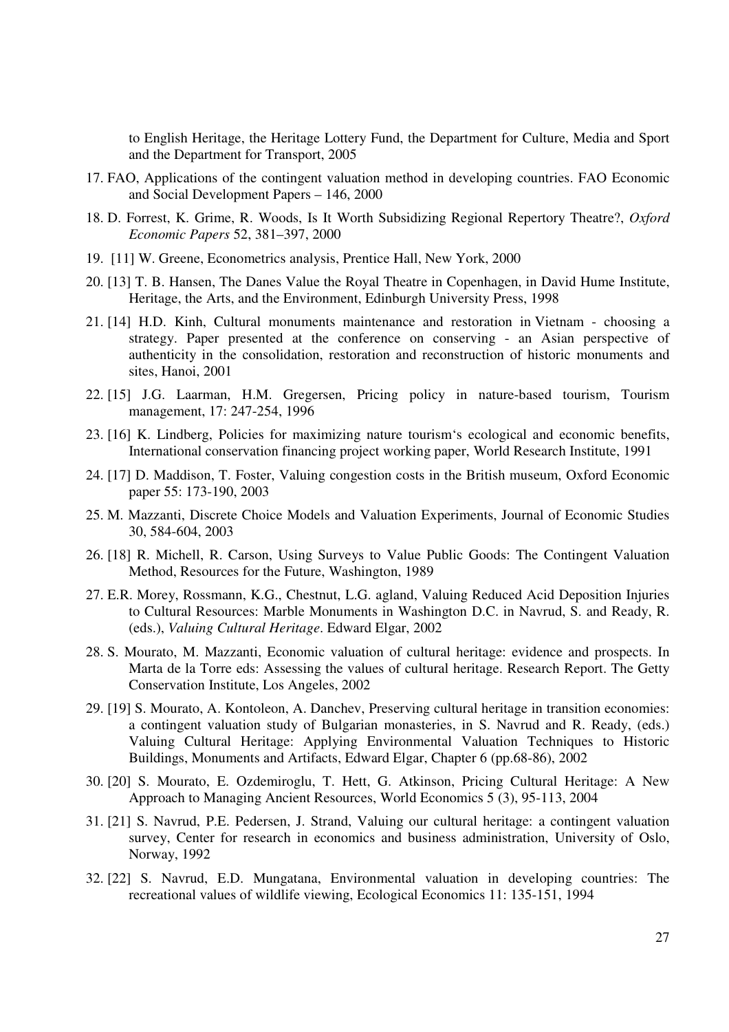to English Heritage, the Heritage Lottery Fund, the Department for Culture, Media and Sport and the Department for Transport, 2005

17. FAO, Applications of the contingent valuation method in developing countries. FAO Economic and Social Development Papers – 146, 2000
18. D. Forrest, K. Grime, R. Woods, Is It Worth Subsidizing Regional Repertory Theatre?, *Oxford Economic Papers* 52, 381–397, 2000
19. [11] W. Greene, Econometrics analysis, Prentice Hall, New York, 2000
20. [13] T. B. Hansen, The Danes Value the Royal Theatre in Copenhagen, in David Hume Institute, Heritage, the Arts, and the Environment, Edinburgh University Press, 1998
21. [14] H.D. Kinh, Cultural monuments maintenance and restoration in Vietnam - choosing a strategy. Paper presented at the conference on conserving - an Asian perspective of authenticity in the consolidation, restoration and reconstruction of historic monuments and sites, Hanoi, 2001
22. [15] J.G. Laarman, H.M. Gregersen, Pricing policy in nature-based tourism, Tourism management, 17: 247-254, 1996
23. [16] K. Lindberg, Policies for maximizing nature tourism's ecological and economic benefits, International conservation financing project working paper, World Research Institute, 1991
24. [17] D. Maddison, T. Foster, Valuing congestion costs in the British museum, Oxford Economic paper 55: 173-190, 2003
25. M. Mazzanti, Discrete Choice Models and Valuation Experiments, Journal of Economic Studies 30, 584-604, 2003
26. [18] R. Michell, R. Carson, Using Surveys to Value Public Goods: The Contingent Valuation Method, Resources for the Future, Washington, 1989
27. E.R. Morey, Rossmann, K.G., Chestnut, L.G. agland, Valuing Reduced Acid Deposition Injuries to Cultural Resources: Marble Monuments in Washington D.C. in Navrud, S. and Ready, R. (eds.), *Valuing Cultural Heritage*. Edward Elgar, 2002
28. S. Mourato, M. Mazzanti, Economic valuation of cultural heritage: evidence and prospects. In Marta de la Torre eds: Assessing the values of cultural heritage. Research Report. The Getty Conservation Institute, Los Angeles, 2002
29. [19] S. Mourato, A. Kontoleon, A. Danchev, Preserving cultural heritage in transition economies: a contingent valuation study of Bulgarian monasteries, in S. Navrud and R. Ready, (eds.) Valuing Cultural Heritage: Applying Environmental Valuation Techniques to Historic Buildings, Monuments and Artifacts, Edward Elgar, Chapter 6 (pp.68-86), 2002
30. [20] S. Mourato, E. Ozdemiroglu, T. Hett, G. Atkinson, Pricing Cultural Heritage: A New Approach to Managing Ancient Resources, World Economics 5 (3), 95-113, 2004
31. [21] S. Navrud, P.E. Pedersen, J. Strand, Valuing our cultural heritage: a contingent valuation survey, Center for research in economics and business administration, University of Oslo, Norway, 1992
32. [22] S. Navrud, E.D. Mungatana, Environmental valuation in developing countries: The recreational values of wildlife viewing, Ecological Economics 11: 135-151, 1994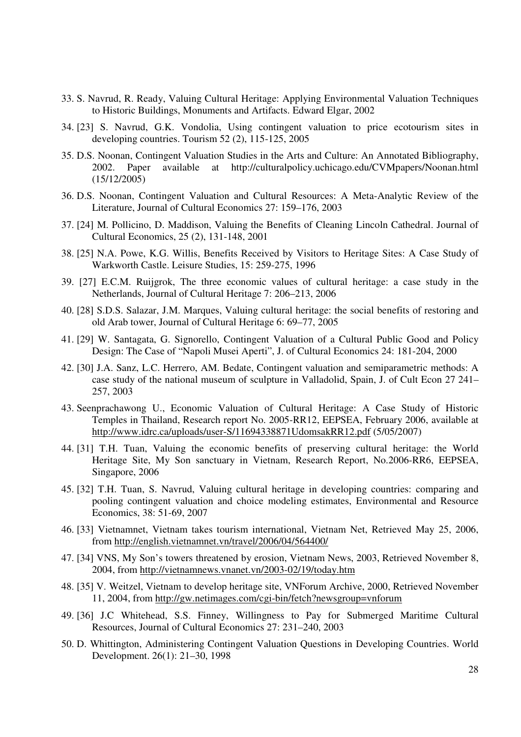33. S. Navrud, R. Ready, Valuing Cultural Heritage: Applying Environmental Valuation Techniques to Historic Buildings, Monuments and Artifacts. Edward Elgar, 2002

34. [23] S. Navrud, G.K. Vondolia, Using contingent valuation to price ecotourism sites in developing countries. Tourism 52 (2), 115-125, 2005

35. D.S. Noonan, Contingent Valuation Studies in the Arts and Culture: An Annotated Bibliography, 2002. Paper available at http://culturalpolicy.uchicago.edu/CVMpapers/Noonan.html (15/12/2005)

36. D.S. Noonan, Contingent Valuation and Cultural Resources: A Meta-Analytic Review of the Literature, Journal of Cultural Economics 27: 159–176, 2003

37. [24] M. Pollicino, D. Maddison, Valuing the Benefits of Cleaning Lincoln Cathedral. Journal of Cultural Economics, 25 (2), 131-148, 2001

38. [25] N.A. Powe, K.G. Willis, Benefits Received by Visitors to Heritage Sites: A Case Study of Warkworth Castle. Leisure Studies, 15: 259-275, 1996

39. [27] E.C.M. Ruijgrok, The three economic values of cultural heritage: a case study in the Netherlands, Journal of Cultural Heritage 7: 206–213, 2006

40. [28] S.D.S. Salazar, J.M. Marques, Valuing cultural heritage: the social benefits of restoring and old Arab tower, Journal of Cultural Heritage 6: 69–77, 2005

41. [29] W. Santagata, G. Signorello, Contingent Valuation of a Cultural Public Good and Policy Design: The Case of "Napoli Musei Aperti", J. of Cultural Economics 24: 181-204, 2000

42. [30] J.A. Sanz, L.C. Herrero, AM. Bedate, Contingent valuation and semiparametric methods: A case study of the national museum of sculpture in Valladolid, Spain, J. of Cult Econ 27 241–257, 2003

43. Seenprachawong U., Economic Valuation of Cultural Heritage: A Case Study of Historic Temples in Thailand, Research report No. 2005-RR12, EEPSEA, February 2006, available at http://www.idrc.ca/uploads/user-S/11694338871UdomsakRR12.pdf (5/05/2007)

44. [31] T.H. Tuan, Valuing the economic benefits of preserving cultural heritage: the World Heritage Site, My Son sanctuary in Vietnam, Research Report, No.2006-RR6, EEPSEA, Singapore, 2006

45. [32] T.H. Tuan, S. Navrud, Valuing cultural heritage in developing countries: comparing and pooling contingent valuation and choice modeling estimates, Environmental and Resource Economics, 38: 51-69, 2007

46. [33] Vietnamnet, Vietnam takes tourism international, Vietnam Net, Retrieved May 25, 2006, from http://english.vietnamnet.vn/travel/2006/04/564400/

47. [34] VNS, My Son's towers threatened by erosion, Vietnam News, 2003, Retrieved November 8, 2004, from http://vietnamnews.vnanet.vn/2003-02/19/today.htm

48. [35] V. Weitzel, Vietnam to develop heritage site, VNForum Archive, 2000, Retrieved November 11, 2004, from http://gw.netimages.com/cgi-bin/fetch?newsgroup=vnforum

49. [36] J.C Whitehead, S.S. Finney, Willingness to Pay for Submerged Maritime Cultural Resources, Journal of Cultural Economics 27: 231–240, 2003

50. D. Whittington, Administering Contingent Valuation Questions in Developing Countries. World Development. 26(1): 21–30, 1998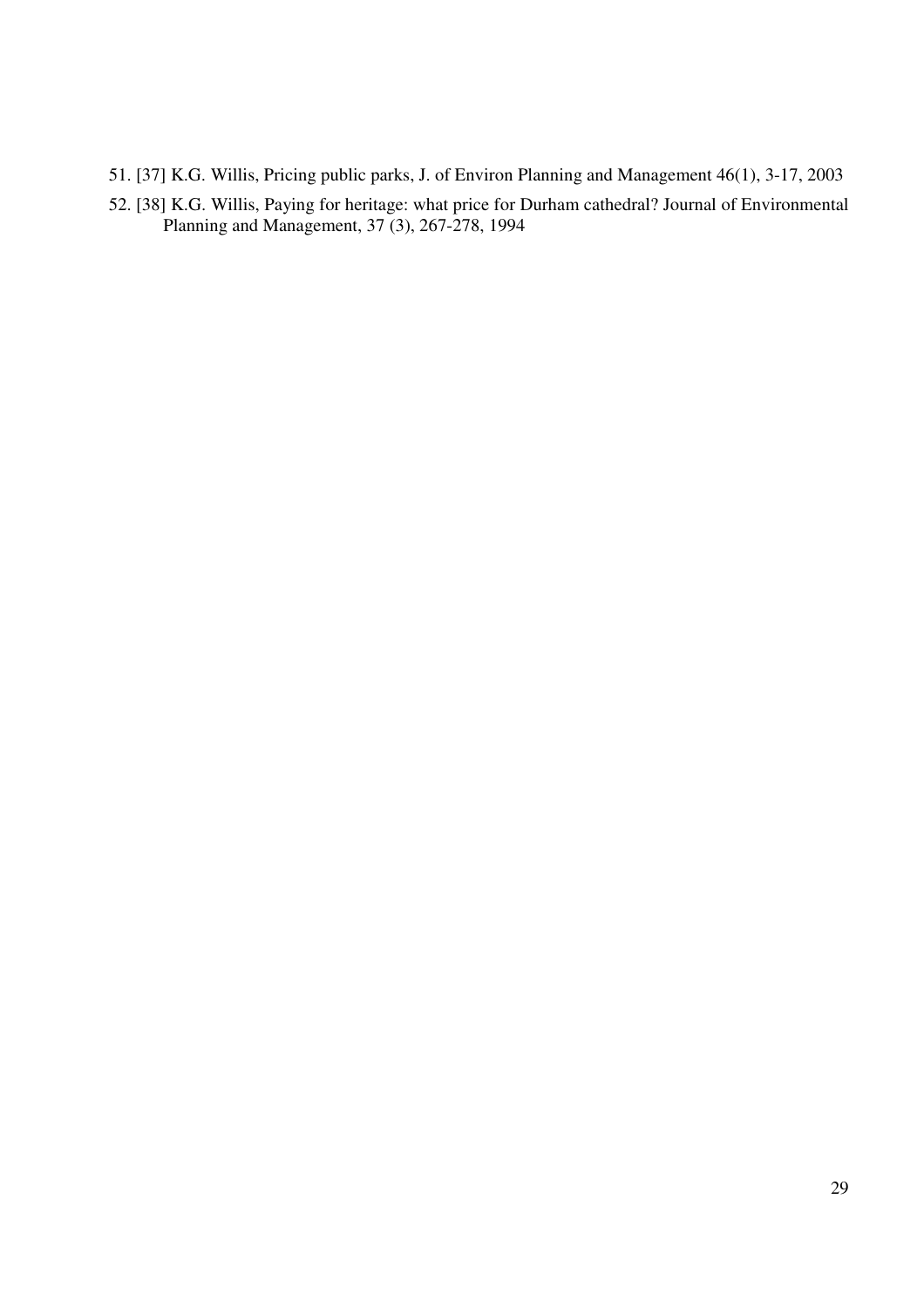51. [37] K.G. Willis, Pricing public parks, J. of Environ Planning and Management 46(1), 3-17, 2003
52. [38] K.G. Willis, Paying for heritage: what price for Durham cathedral? Journal of Environmental Planning and Management, 37 (3), 267-278, 1994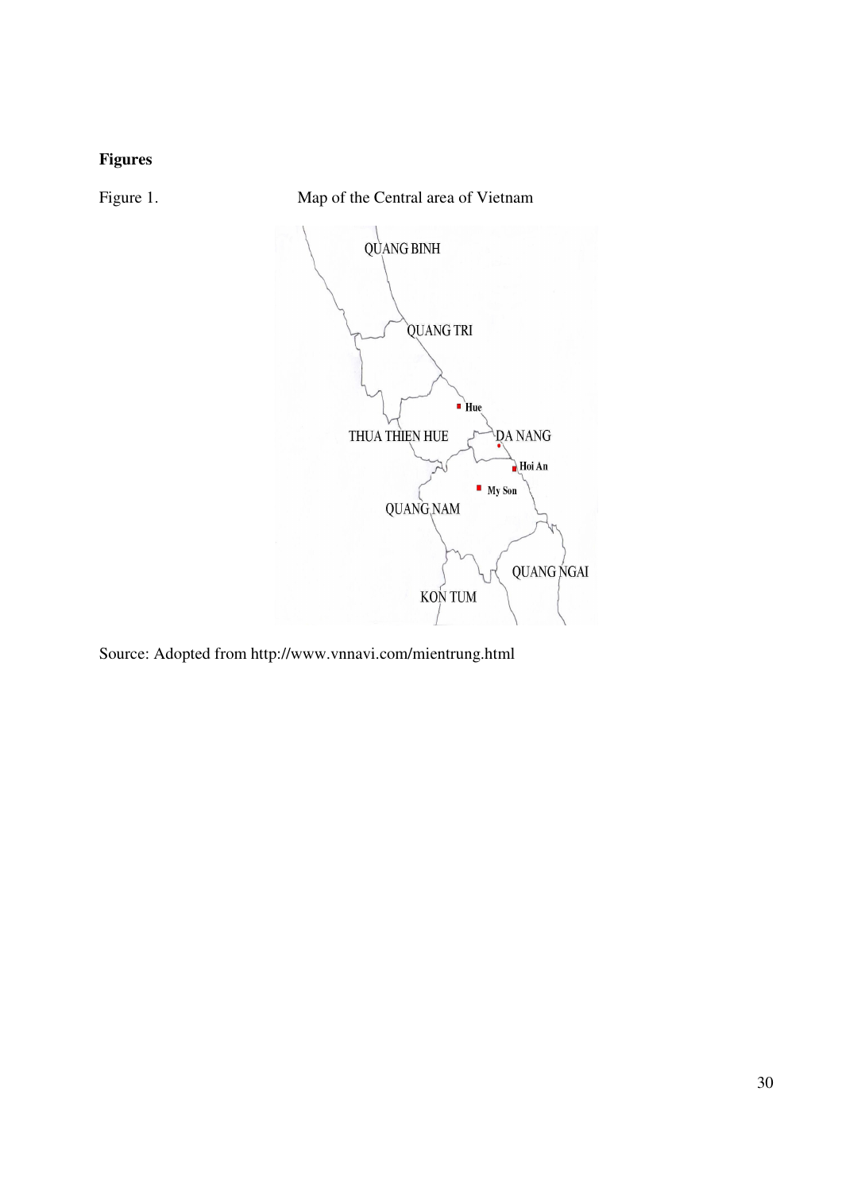**Figures**

Figure 1. Map of the Central area of Vietnam

QUANG BINH

QUANG TRI

Hue

THUA THIEN HUE

DA NANG

Hoi An

My Son

QUANG NAM

QUANG NGAI

KON TUM

Source: Adopted from http://www.vnnavi.com/mientrung.html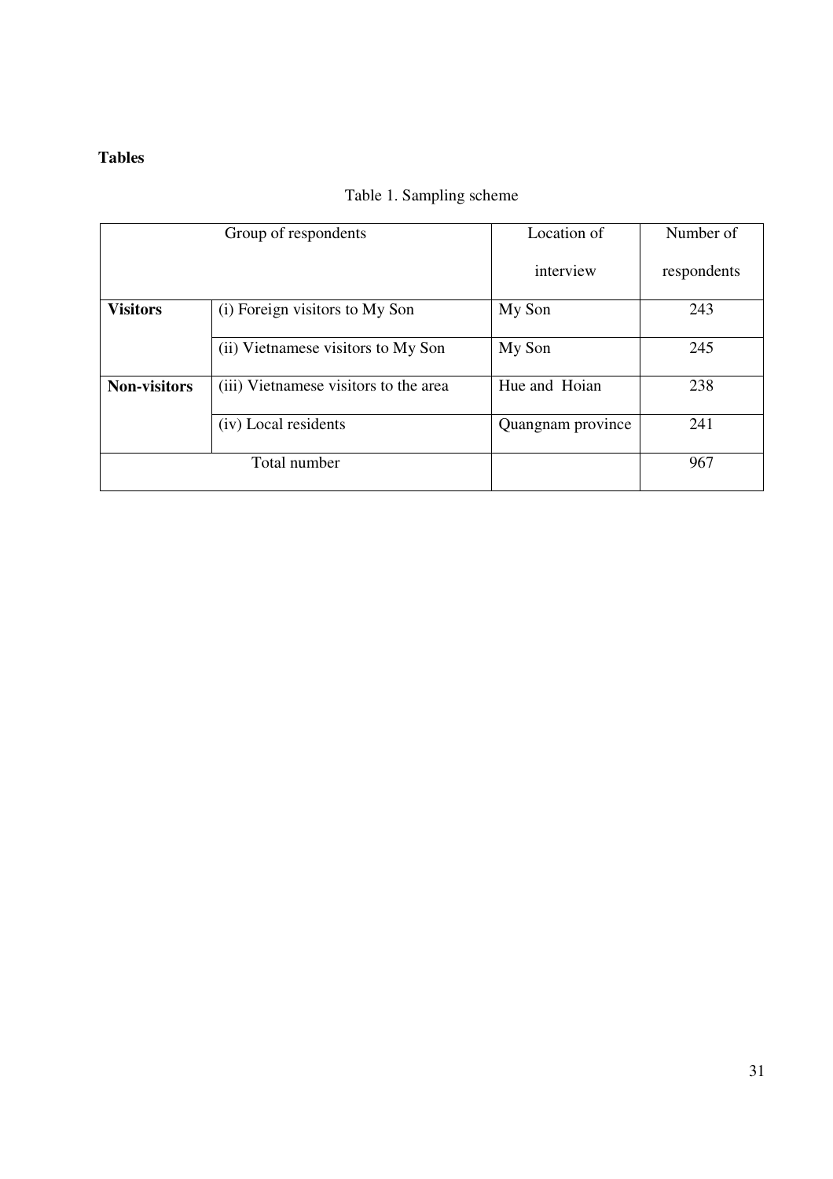**Tables**

Table 1. Sampling scheme

| Group of respondents | | Location of interview | Number of respondents |
|---|---|---|---|
| **Visitors** | (i) Foreign visitors to My Son | My Son | 243 |
| | (ii) Vietnamese visitors to My Son | My Son | 245 |
| **Non-visitors** | (iii) Vietnamese visitors to the area | Hue and Hoian | 238 |
| | (iv) Local residents | Quangnam province | 241 |
| Total number | | | 967 |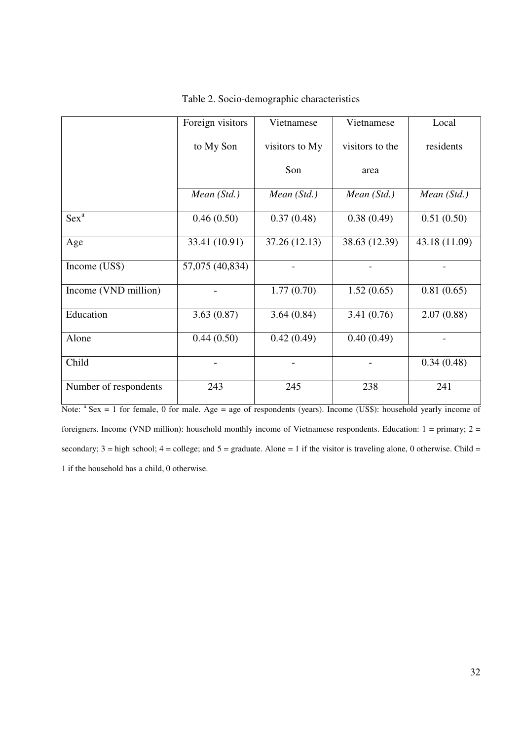Table 2. Socio-demographic characteristics

| | Foreign visitors to My Son | Vietnamese visitors to My Son | Vietnamese visitors to the area | Local residents |
|---|---|---|---|---|
| | *Mean (Std.)* | *Mean (Std.)* | *Mean (Std.)* | *Mean (Std.)* |
| Sex[a] | 0.46 (0.50) | 0.37 (0.48) | 0.38 (0.49) | 0.51 (0.50) |
| Age | 33.41 (10.91) | 37.26 (12.13) | 38.63 (12.39) | 43.18 (11.09) |
| Income (US$) | 57,075 (40,834) | - | - | - |
| Income (VND million) | - | 1.77 (0.70) | 1.52 (0.65) | 0.81 (0.65) |
| Education | 3.63 (0.87) | 3.64 (0.84) | 3.41 (0.76) | 2.07 (0.88) |
| Alone | 0.44 (0.50) | 0.42 (0.49) | 0.40 (0.49) | - |
| Child | - | - | - | 0.34 (0.48) |
| Number of respondents | 243 | 245 | 238 | 241 |

Note: [a] Sex = 1 for female, 0 for male. Age = age of respondents (years). Income (US$): household yearly income of foreigners. Income (VND million): household monthly income of Vietnamese respondents. Education: 1 = primary; 2 = secondary; 3 = high school; 4 = college; and 5 = graduate. Alone = 1 if the visitor is traveling alone, 0 otherwise. Child = 1 if the household has a child, 0 otherwise.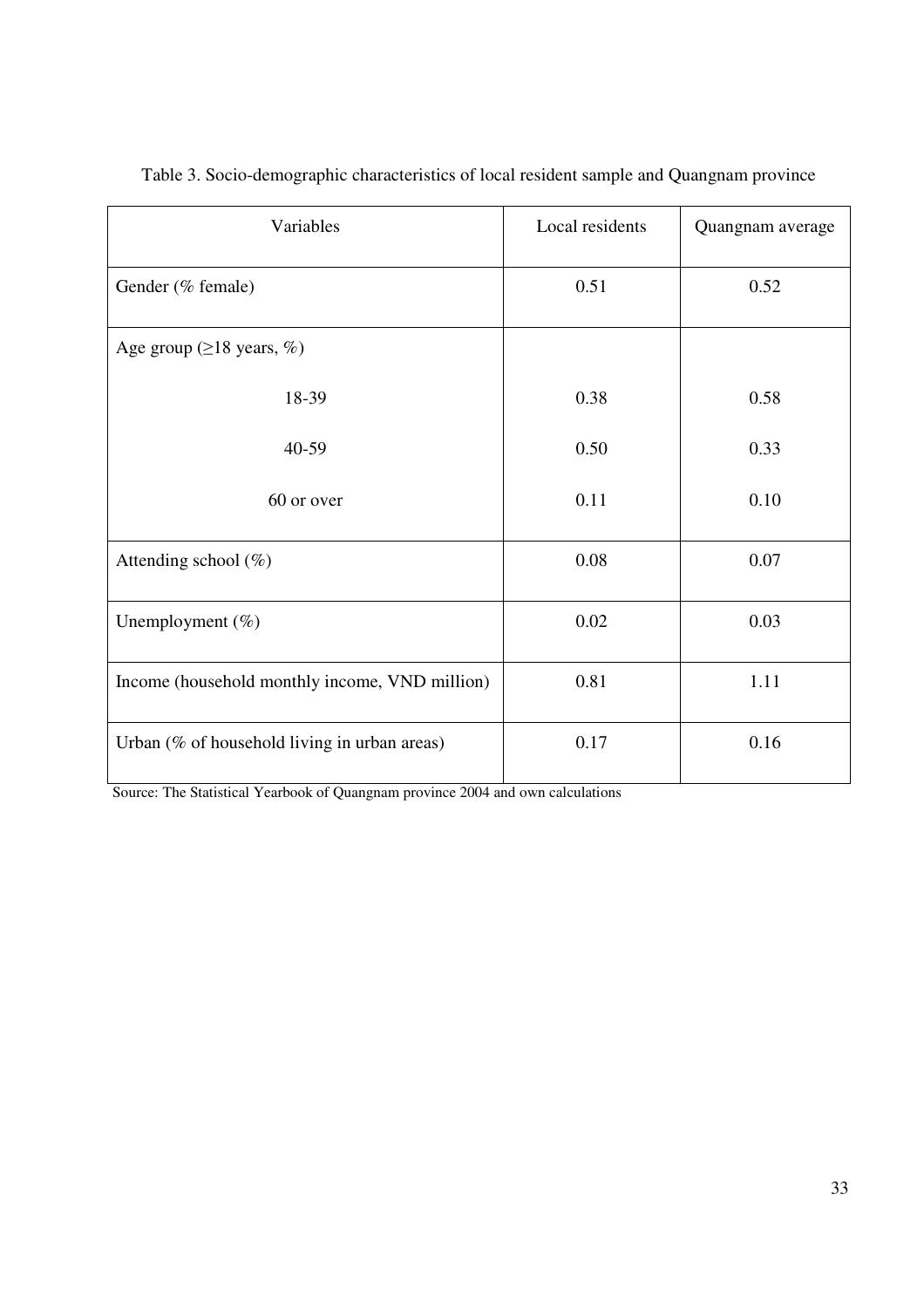Table 3. Socio-demographic characteristics of local resident sample and Quangnam province

| Variables | Local residents | Quangnam average |
|---|---|---|
| Gender (% female) | 0.51 | 0.52 |
| Age group (≥18 years, %) | | |
| 18-39 | 0.38 | 0.58 |
| 40-59 | 0.50 | 0.33 |
| 60 or over | 0.11 | 0.10 |
| Attending school (%) | 0.08 | 0.07 |
| Unemployment (%) | 0.02 | 0.03 |
| Income (household monthly income, VND million) | 0.81 | 1.11 |
| Urban (% of household living in urban areas) | 0.17 | 0.16 |

Source: The Statistical Yearbook of Quangnam province 2004 and own calculations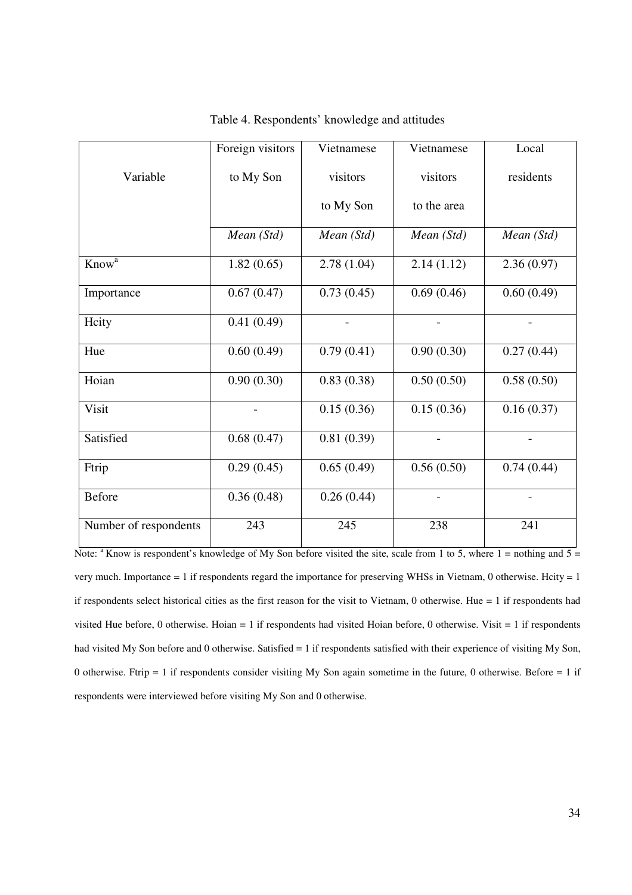Table 4. Respondents' knowledge and attitudes

| Variable | Foreign visitors to My Son | Vietnamese visitors to My Son | Vietnamese visitors to the area | Local residents |
|---|---|---|---|---|
| | *Mean (Std)* | *Mean (Std)* | *Mean (Std)* | *Mean (Std)* |
| Know[a] | 1.82 (0.65) | 2.78 (1.04) | 2.14 (1.12) | 2.36 (0.97) |
| Importance | 0.67 (0.47) | 0.73 (0.45) | 0.69 (0.46) | 0.60 (0.49) |
| Hcity | 0.41 (0.49) | - | - | - |
| Hue | 0.60 (0.49) | 0.79 (0.41) | 0.90 (0.30) | 0.27 (0.44) |
| Hoian | 0.90 (0.30) | 0.83 (0.38) | 0.50 (0.50) | 0.58 (0.50) |
| Visit | - | 0.15 (0.36) | 0.15 (0.36) | 0.16 (0.37) |
| Satisfied | 0.68 (0.47) | 0.81 (0.39) | - | - |
| Ftrip | 0.29 (0.45) | 0.65 (0.49) | 0.56 (0.50) | 0.74 (0.44) |
| Before | 0.36 (0.48) | 0.26 (0.44) | - | - |
| Number of respondents | 243 | 245 | 238 | 241 |

Note: [a] Know is respondent's knowledge of My Son before visited the site, scale from 1 to 5, where 1 = nothing and 5 = very much. Importance = 1 if respondents regard the importance for preserving WHSs in Vietnam, 0 otherwise. Hcity = 1 if respondents select historical cities as the first reason for the visit to Vietnam, 0 otherwise. Hue = 1 if respondents had visited Hue before, 0 otherwise. Hoian = 1 if respondents had visited Hoian before, 0 otherwise. Visit = 1 if respondents had visited My Son before and 0 otherwise. Satisfied = 1 if respondents satisfied with their experience of visiting My Son, 0 otherwise. Ftrip = 1 if respondents consider visiting My Son again sometime in the future, 0 otherwise. Before = 1 if respondents were interviewed before visiting My Son and 0 otherwise.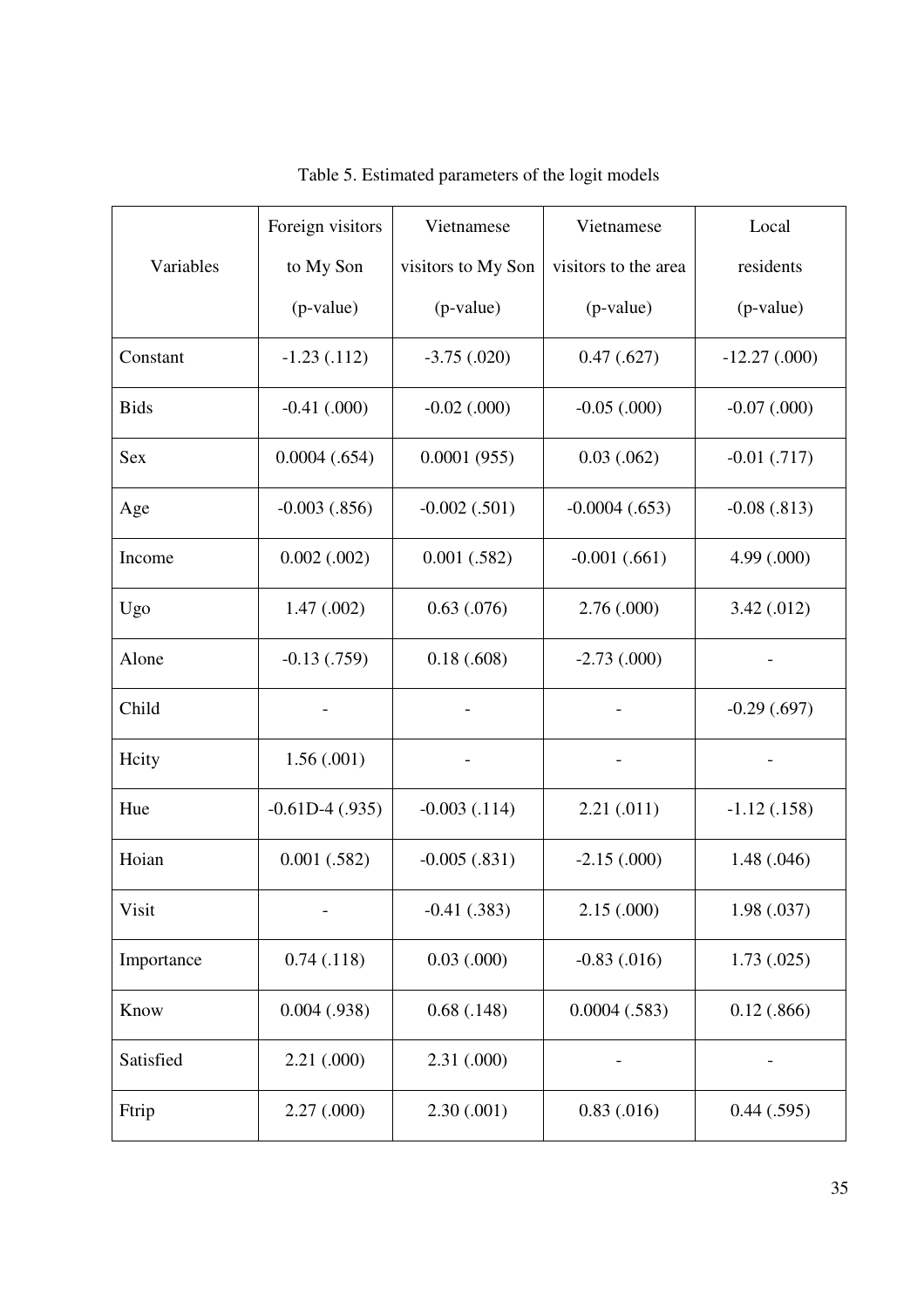Table 5. Estimated parameters of the logit models

| Variables | Foreign visitors to My Son (p-value) | Vietnamese visitors to My Son (p-value) | Vietnamese visitors to the area (p-value) | Local residents (p-value) |
|---|---|---|---|---|
| Constant | -1.23 (.112) | -3.75 (.020) | 0.47 (.627) | -12.27 (.000) |
| Bids | -0.41 (.000) | -0.02 (.000) | -0.05 (.000) | -0.07 (.000) |
| Sex | 0.0004 (.654) | 0.0001 (955) | 0.03 (.062) | -0.01 (.717) |
| Age | -0.003 (.856) | -0.002 (.501) | -0.0004 (.653) | -0.08 (.813) |
| Income | 0.002 (.002) | 0.001 (.582) | -0.001 (.661) | 4.99 (.000) |
| Ugo | 1.47 (.002) | 0.63 (.076) | 2.76 (.000) | 3.42 (.012) |
| Alone | -0.13 (.759) | 0.18 (.608) | -2.73 (.000) | - |
| Child | - | - | - | -0.29 (.697) |
| Hcity | 1.56 (.001) | - | - | - |
| Hue | -0.61D-4 (.935) | -0.003 (.114) | 2.21 (.011) | -1.12 (.158) |
| Hoian | 0.001 (.582) | -0.005 (.831) | -2.15 (.000) | 1.48 (.046) |
| Visit | - | -0.41 (.383) | 2.15 (.000) | 1.98 (.037) |
| Importance | 0.74 (.118) | 0.03 (.000) | -0.83 (.016) | 1.73 (.025) |
| Know | 0.004 (.938) | 0.68 (.148) | 0.0004 (.583) | 0.12 (.866) |
| Satisfied | 2.21 (.000) | 2.31 (.000) | - | - |
| Ftrip | 2.27 (.000) | 2.30 (.001) | 0.83 (.016) | 0.44 (.595) |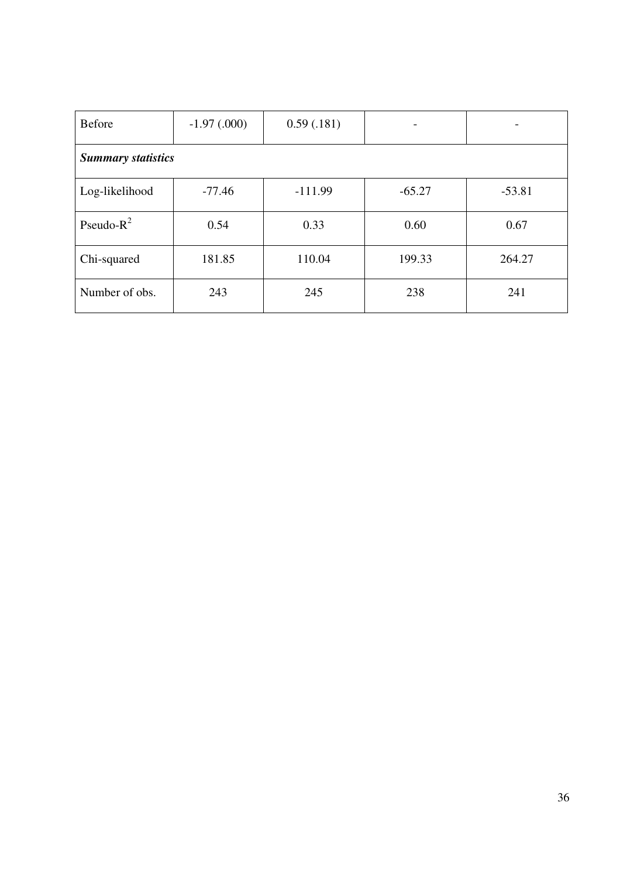| | | | | |
|---|---|---|---|---|
| Before | -1.97 (.000) | 0.59 (.181) | - | - |
| ***Summary statistics*** | | | | |
| Log-likelihood | -77.46 | -111.99 | -65.27 | -53.81 |
| Pseudo-$R^2$ | 0.54 | 0.33 | 0.60 | 0.67 |
| Chi-squared | 181.85 | 110.04 | 199.33 | 264.27 |
| Number of obs. | 243 | 245 | 238 | 241 |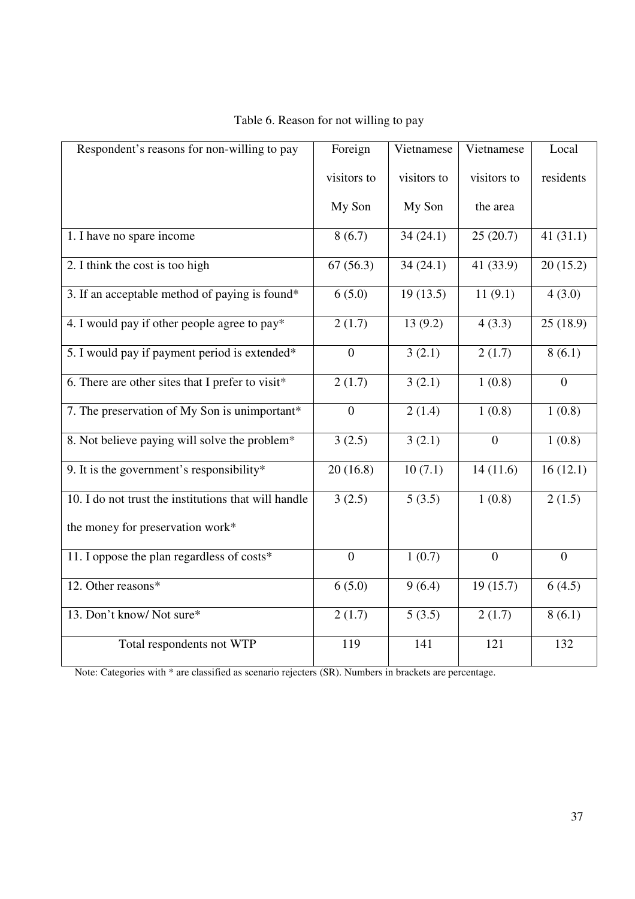Table 6. Reason for not willing to pay

| Respondent's reasons for non-willing to pay | Foreign visitors to My Son | Vietnamese visitors to My Son | Vietnamese visitors to the area | Local residents |
|---|---|---|---|---|
| 1. I have no spare income | 8 (6.7) | 34 (24.1) | 25 (20.7) | 41 (31.1) |
| 2. I think the cost is too high | 67 (56.3) | 34 (24.1) | 41 (33.9) | 20 (15.2) |
| 3. If an acceptable method of paying is found* | 6 (5.0) | 19 (13.5) | 11 (9.1) | 4 (3.0) |
| 4. I would pay if other people agree to pay* | 2 (1.7) | 13 (9.2) | 4 (3.3) | 25 (18.9) |
| 5. I would pay if payment period is extended* | 0 | 3 (2.1) | 2 (1.7) | 8 (6.1) |
| 6. There are other sites that I prefer to visit* | 2 (1.7) | 3 (2.1) | 1 (0.8) | 0 |
| 7. The preservation of My Son is unimportant* | 0 | 2 (1.4) | 1 (0.8) | 1 (0.8) |
| 8. Not believe paying will solve the problem* | 3 (2.5) | 3 (2.1) | 0 | 1 (0.8) |
| 9. It is the government's responsibility* | 20 (16.8) | 10 (7.1) | 14 (11.6) | 16 (12.1) |
| 10. I do not trust the institutions that will handle the money for preservation work* | 3 (2.5) | 5 (3.5) | 1 (0.8) | 2 (1.5) |
| 11. I oppose the plan regardless of costs* | 0 | 1 (0.7) | 0 | 0 |
| 12. Other reasons* | 6 (5.0) | 9 (6.4) | 19 (15.7) | 6 (4.5) |
| 13. Don't know/ Not sure* | 2 (1.7) | 5 (3.5) | 2 (1.7) | 8 (6.1) |
| Total respondents not WTP | 119 | 141 | 121 | 132 |

Note: Categories with * are classified as scenario rejecters (SR). Numbers in brackets are percentage.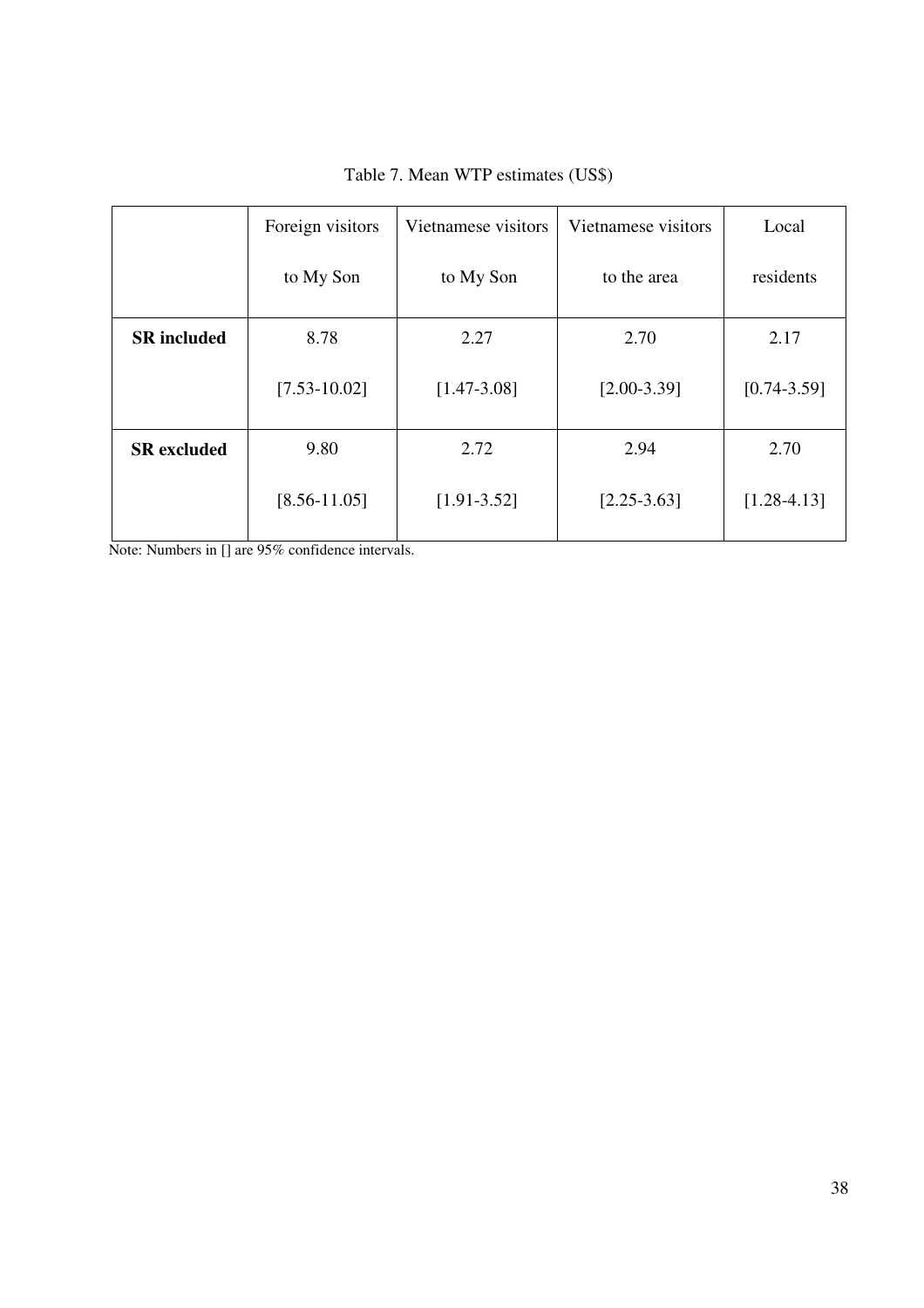Table 7. Mean WTP estimates (US$)

| | Foreign visitors to My Son | Vietnamese visitors to My Son | Vietnamese visitors to the area | Local residents |
|---|---|---|---|---|
| **SR included** | 8.78 | 2.27 | 2.70 | 2.17 |
| | [7.53-10.02] | [1.47-3.08] | [2.00-3.39] | [0.74-3.59] |
| **SR excluded** | 9.80 | 2.72 | 2.94 | 2.70 |
| | [8.56-11.05] | [1.91-3.52] | [2.25-3.63] | [1.28-4.13] |

Note: Numbers in [] are 95% confidence intervals.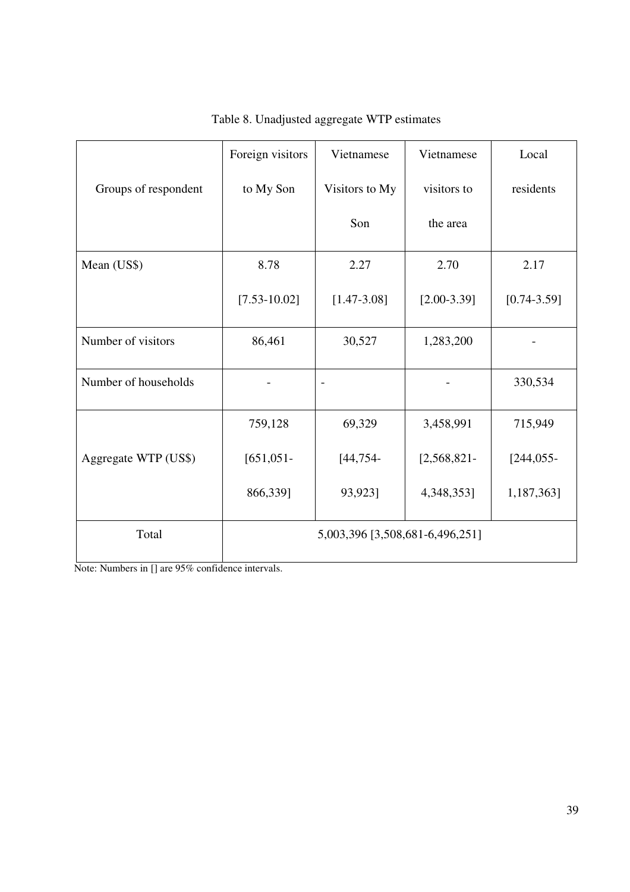Table 8. Unadjusted aggregate WTP estimates

| Groups of respondent | Foreign visitors to My Son | Vietnamese Visitors to My Son | Vietnamese visitors to the area | Local residents |
|---|---|---|---|---|
| Mean (US$) | 8.78 [7.53-10.02] | 2.27 [1.47-3.08] | 2.70 [2.00-3.39] | 2.17 [0.74-3.59] |
| Number of visitors | 86,461 | 30,527 | 1,283,200 | - |
| Number of households | - | - | - | 330,534 |
| Aggregate WTP (US$) | 759,128 [651,051-866,339] | 69,329 [44,754-93,923] | 3,458,991 [2,568,821-4,348,353] | 715,949 [244,055-1,187,363] |
| Total | 5,003,396 [3,508,681-6,496,251] | | | |

Note: Numbers in [] are 95% confidence intervals.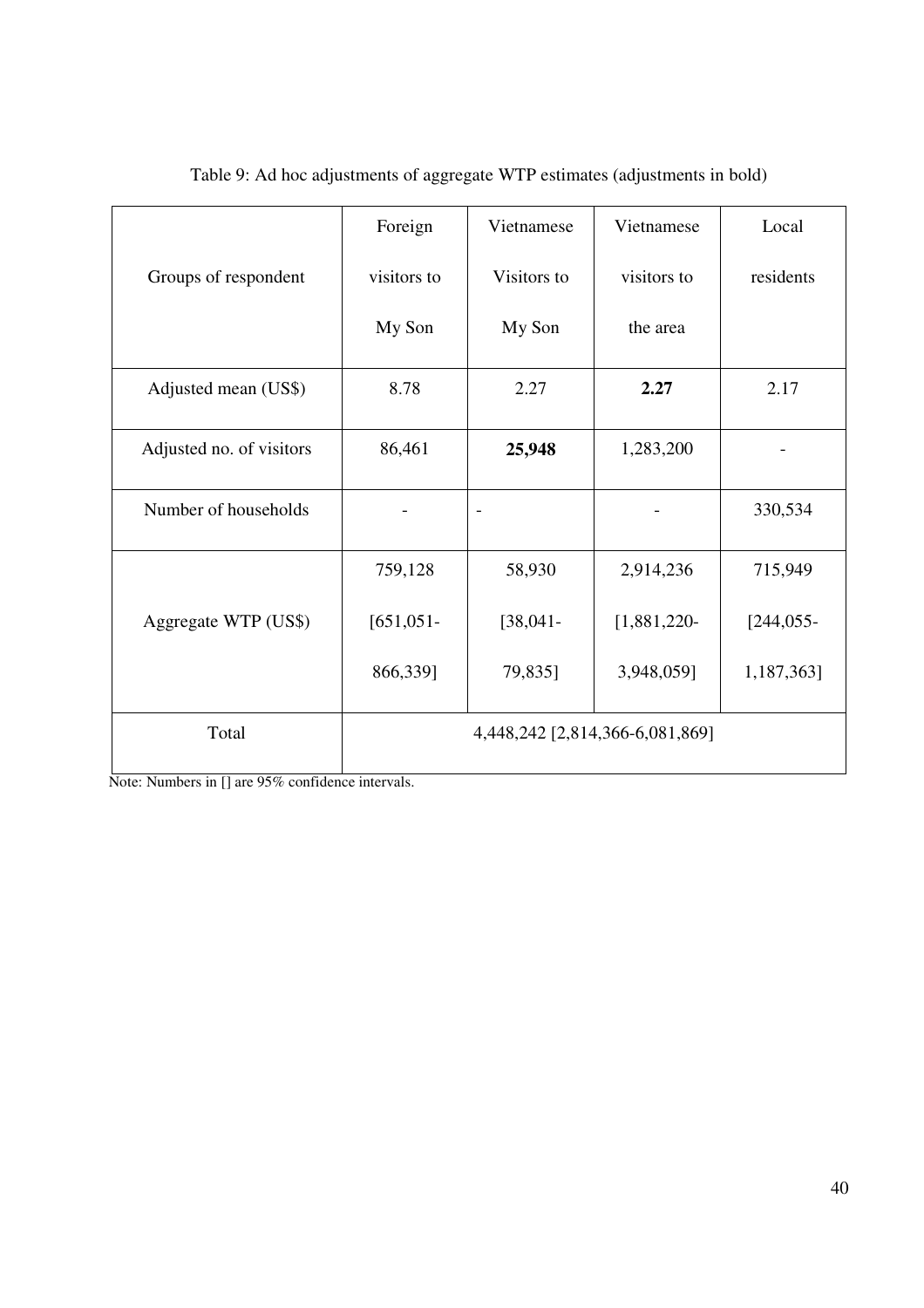Table 9: Ad hoc adjustments of aggregate WTP estimates (adjustments in bold)

| Groups of respondent | Foreign visitors to My Son | Vietnamese Visitors to My Son | Vietnamese visitors to the area | Local residents |
|---|---|---|---|---|
| Adjusted mean (US$) | 8.78 | 2.27 | **2.27** | 2.17 |
| Adjusted no. of visitors | 86,461 | **25,948** | 1,283,200 | - |
| Number of households | - | - | - | 330,534 |
| Aggregate WTP (US$) | 759,128 [651,051-866,339] | 58,930 [38,041-79,835] | 2,914,236 [1,881,220-3,948,059] | 715,949 [244,055-1,187,363] |
| Total | 4,448,242 [2,814,366-6,081,869] | | | |

Note: Numbers in [] are 95% confidence intervals.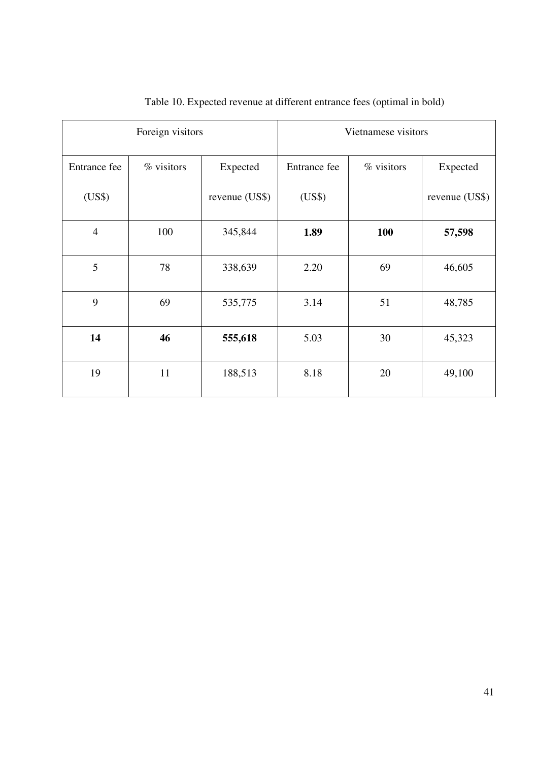Table 10. Expected revenue at different entrance fees (optimal in bold)

| Foreign visitors | | | Vietnamese visitors | | |
|---|---|---|---|---|---|
| Entrance fee (US$) | % visitors | Expected revenue (US$) | Entrance fee (US$) | % visitors | Expected revenue (US$) |
| 4 | 100 | 345,844 | **1.89** | **100** | **57,598** |
| 5 | 78 | 338,639 | 2.20 | 69 | 46,605 |
| 9 | 69 | 535,775 | 3.14 | 51 | 48,785 |
| **14** | **46** | **555,618** | 5.03 | 30 | 45,323 |
| 19 | 11 | 188,513 | 8.18 | 20 | 49,100 |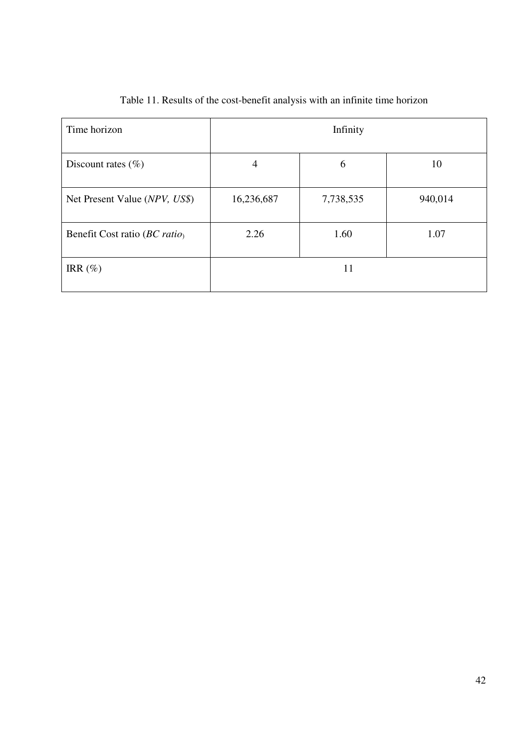Table 11. Results of the cost-benefit analysis with an infinite time horizon

| Time horizon | Infinity | | |
|---|---|---|---|
| Discount rates (%) | 4 | 6 | 10 |
| Net Present Value (*NPV, US$*) | 16,236,687 | 7,738,535 | 940,014 |
| Benefit Cost ratio (*BC ratio*) | 2.26 | 1.60 | 1.07 |
| IRR (%) | 11 | | |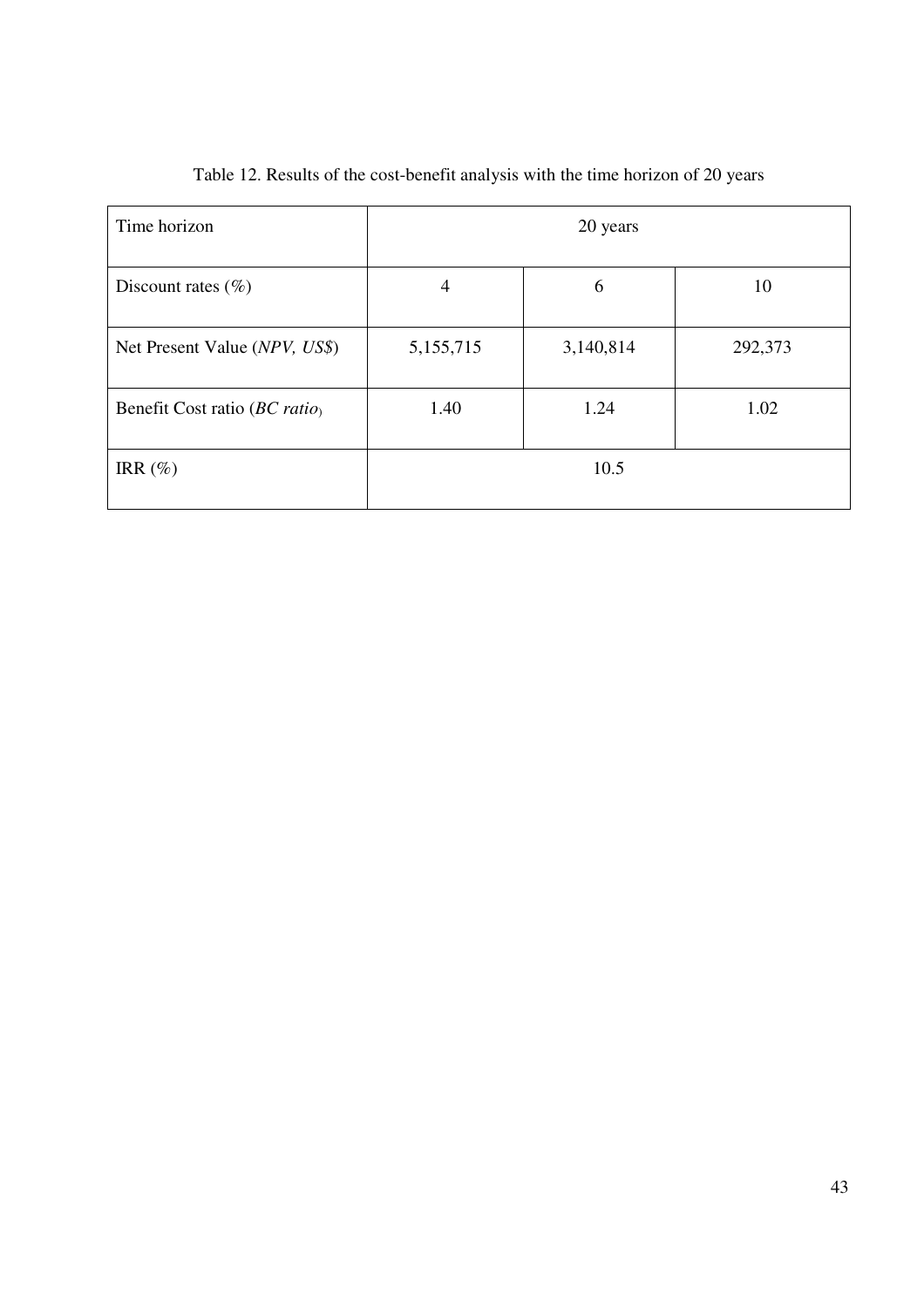Table 12. Results of the cost-benefit analysis with the time horizon of 20 years

| Time horizon | 20 years | | |
|---|---|---|---|
| Discount rates (%) | 4 | 6 | 10 |
| Net Present Value (*NPV, US$*) | 5,155,715 | 3,140,814 | 292,373 |
| Benefit Cost ratio (*BC ratio*) | 1.40 | 1.24 | 1.02 |
| IRR (%) | 10.5 | | |